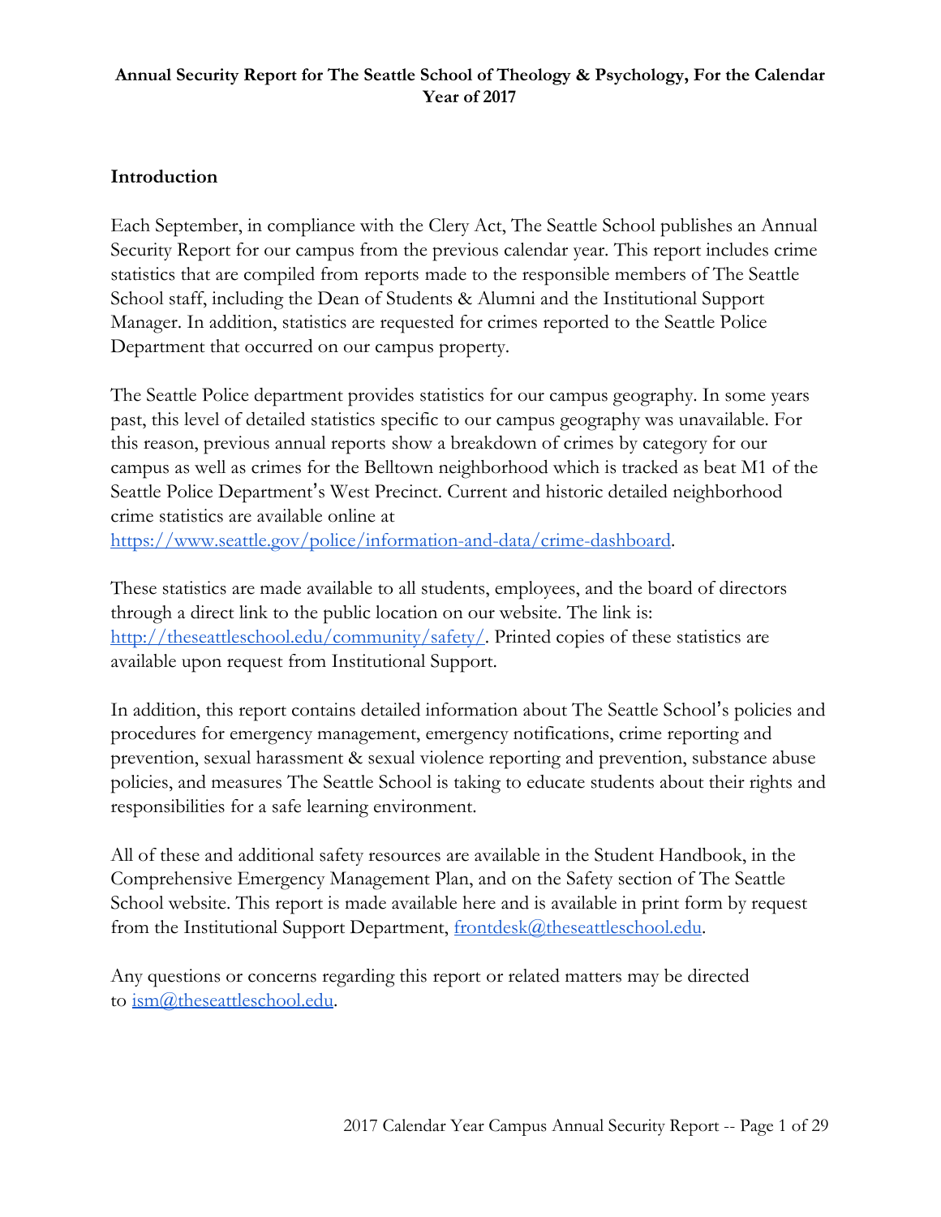# Annual Security Report for The Seattle School of Theology & Psychology, For the Calendar Year of 2017

## Introduction

Each September, in compliance with the Clery Act, The Seattle School publishes an Annual Security Report for our campus from the previous calendar year. This report includes crime statistics that are compiled from reports made to the responsible members of The Seattle School staff, including the Dean of Students & Alumni and the Institutional Support Manager. In addition, statistics are requested for crimes reported to the Seattle Police Department that occurred on our campus property.

The Seattle Police department provides statistics for our campus geography. In some years past, this level of detailed statistics specific to our campus geography was unavailable. For this reason, previous annual reports show a breakdown of crimes by category for our campus as well as crimes for the Belltown neighborhood which is tracked as beat M1 of the Seattle Police Department's West Precinct. Current and historic detailed neighborhood crime statistics are available online at https://www.seattle.gov/police/information-and-data/crime-dashboard.

These statistics are made available to all students, employees, and the board of directors through a direct link to the public location on our website. The link is: http://theseattleschool.edu/community/safety/. Printed copies of these statistics are available upon request from Institutional Support.

In addition, this report contains detailed information about The Seattle School's policies and procedures for emergency management, emergency notifications, crime reporting and prevention, sexual harassment & sexual violence reporting and prevention, substance abuse policies, and measures The Seattle School is taking to educate students about their rights and responsibilities for a safe learning environment.

All of these and additional safety resources are available in the Student Handbook, in the Comprehensive Emergency Management Plan, and on the Safety section of The Seattle School website. This report is made available here and is available in print form by request from the Institutional Support Department, frontdesk@theseattleschool.edu.

Any questions or concerns regarding this report or related matters may be directed to ism@theseattleschool.edu.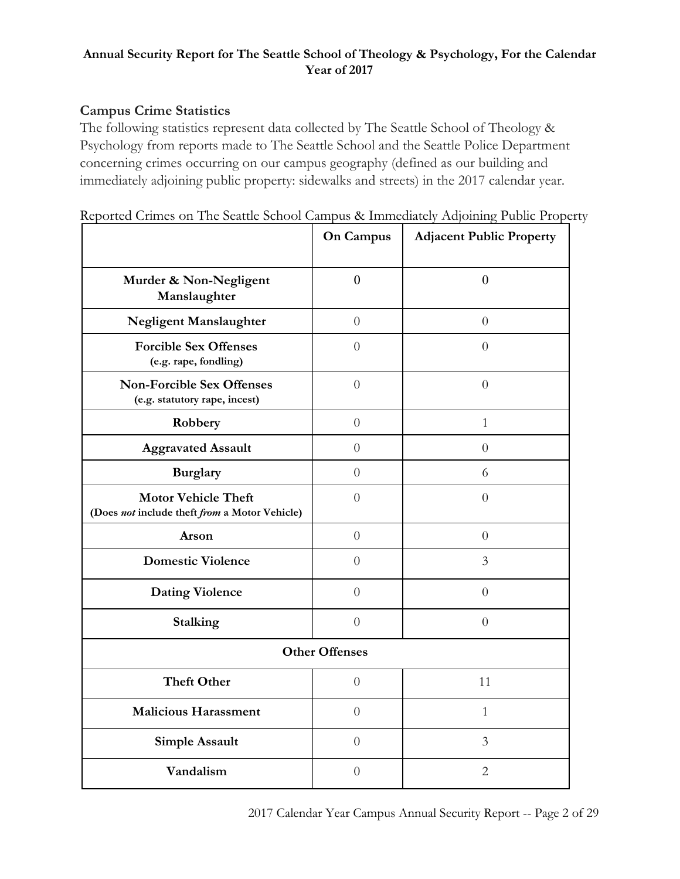**Annual Security Report for The Seattle School of Theology & Psychology, For the Calendar Year of 2017**

## Campus Crime Statistics

The following statistics represent data collected by The Seattle School of Theology & Psychology from reports made to The Seattle School and the Seattle Police Department concerning crimes occurring on our campus geography (defined as our building and immediately adjoining public property: sidewalks and streets) in the 2017 calendar year.

Reported Crimes on The Seattle School Campus & Immediately Adjoining Public Property

| | **On Campus** | **Adjacent Public Property** |
|---|---|---|
| **Murder & Non-Negligent Manslaughter** | 0 | 0 |
| **Negligent Manslaughter** | 0 | 0 |
| **Forcible Sex Offenses** **(e.g. rape, fondling)** | 0 | 0 |
| **Non-Forcible Sex Offenses** **(e.g. statutory rape, incest)** | 0 | 0 |
| **Robbery** | 0 | 1 |
| **Aggravated Assault** | 0 | 0 |
| **Burglary** | 0 | 6 |
| **Motor Vehicle Theft** **(Does *not* include theft *from* a Motor Vehicle)** | 0 | 0 |
| **Arson** | 0 | 0 |
| **Domestic Violence** | 0 | 3 |
| **Dating Violence** | 0 | 0 |
| **Stalking** | 0 | 0 |
| **Other Offenses** | | |
| **Theft Other** | 0 | 11 |
| **Malicious Harassment** | 0 | 1 |
| **Simple Assault** | 0 | 3 |
| **Vandalism** | 0 | 2 |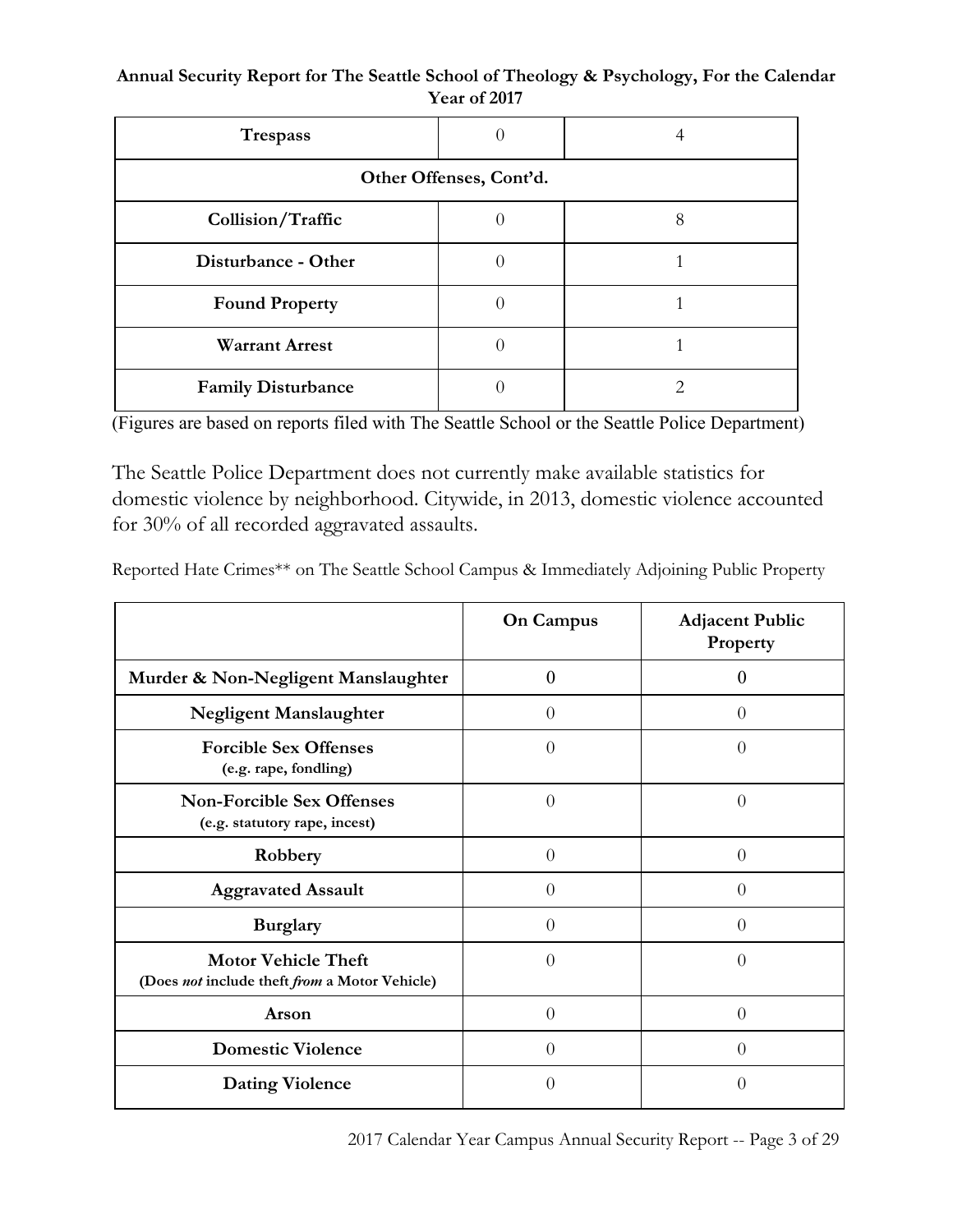**Annual Security Report for The Seattle School of Theology & Psychology, For the Calendar Year of 2017**

| | | |
|---|---|---|
| **Trespass** | 0 | 4 |
| **Other Offenses, Cont'd.** | | |
| **Collision/Traffic** | 0 | 8 |
| **Disturbance - Other** | 0 | 1 |
| **Found Property** | 0 | 1 |
| **Warrant Arrest** | 0 | 1 |
| **Family Disturbance** | 0 | 2 |

(Figures are based on reports filed with The Seattle School or the Seattle Police Department)

The Seattle Police Department does not currently make available statistics for domestic violence by neighborhood. Citywide, in 2013, domestic violence accounted for 30% of all recorded aggravated assaults.

Reported Hate Crimes** on The Seattle School Campus & Immediately Adjoining Public Property

| | **On Campus** | **Adjacent Public Property** |
|---|---|---|
| **Murder & Non-Negligent Manslaughter** | 0 | 0 |
| **Negligent Manslaughter** | 0 | 0 |
| **Forcible Sex Offenses** (e.g. rape, fondling) | 0 | 0 |
| **Non-Forcible Sex Offenses** (e.g. statutory rape, incest) | 0 | 0 |
| **Robbery** | 0 | 0 |
| **Aggravated Assault** | 0 | 0 |
| **Burglary** | 0 | 0 |
| **Motor Vehicle Theft** (Does *not* include theft *from* a Motor Vehicle) | 0 | 0 |
| **Arson** | 0 | 0 |
| **Domestic Violence** | 0 | 0 |
| **Dating Violence** | 0 | 0 |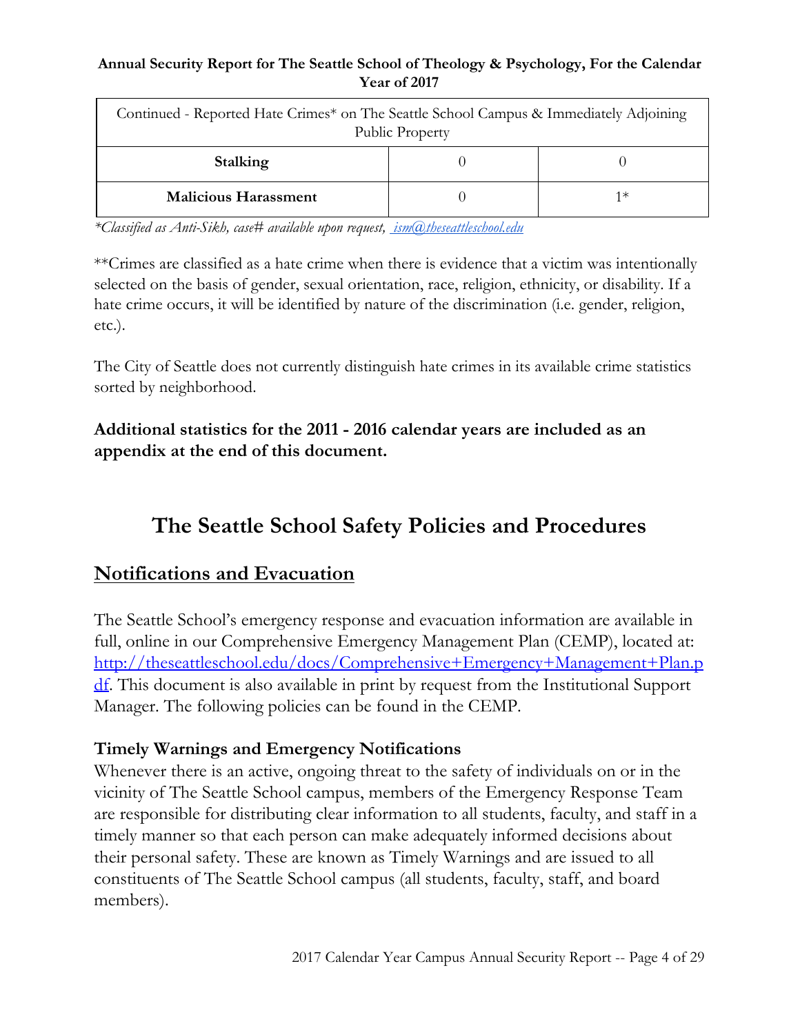| Continued - Reported Hate Crimes* on The Seattle School Campus & Immediately Adjoining Public Property | | |
|---|---|---|
| **Stalking** | 0 | 0 |
| **Malicious Harassment** | 0 | 1* |

*\*Classified as Anti-Sikh, case# available upon request, [ism@theseattleschool.edu](mailto:ism@theseattleschool.edu)*

**Crimes are classified as a hate crime when there is evidence that a victim was intentionally selected on the basis of gender, sexual orientation, race, religion, ethnicity, or disability. If a hate crime occurs, it will be identified by nature of the discrimination (i.e. gender, religion, etc.).

The City of Seattle does not currently distinguish hate crimes in its available crime statistics sorted by neighborhood.

**Additional statistics for the 2011 - 2016 calendar years are included as an appendix at the end of this document.**

# The Seattle School Safety Policies and Procedures

## Notifications and Evacuation

The Seattle School's emergency response and evacuation information are available in full, online in our Comprehensive Emergency Management Plan (CEMP), located at: [http://theseattleschool.edu/docs/Comprehensive+Emergency+Management+Plan.pdf](http://theseattleschool.edu/docs/Comprehensive+Emergency+Management+Plan.pdf). This document is also available in print by request from the Institutional Support Manager. The following policies can be found in the CEMP.

### Timely Warnings and Emergency Notifications

Whenever there is an active, ongoing threat to the safety of individuals on or in the vicinity of The Seattle School campus, members of the Emergency Response Team are responsible for distributing clear information to all students, faculty, and staff in a timely manner so that each person can make adequately informed decisions about their personal safety. These are known as Timely Warnings and are issued to all constituents of The Seattle School campus (all students, faculty, staff, and board members).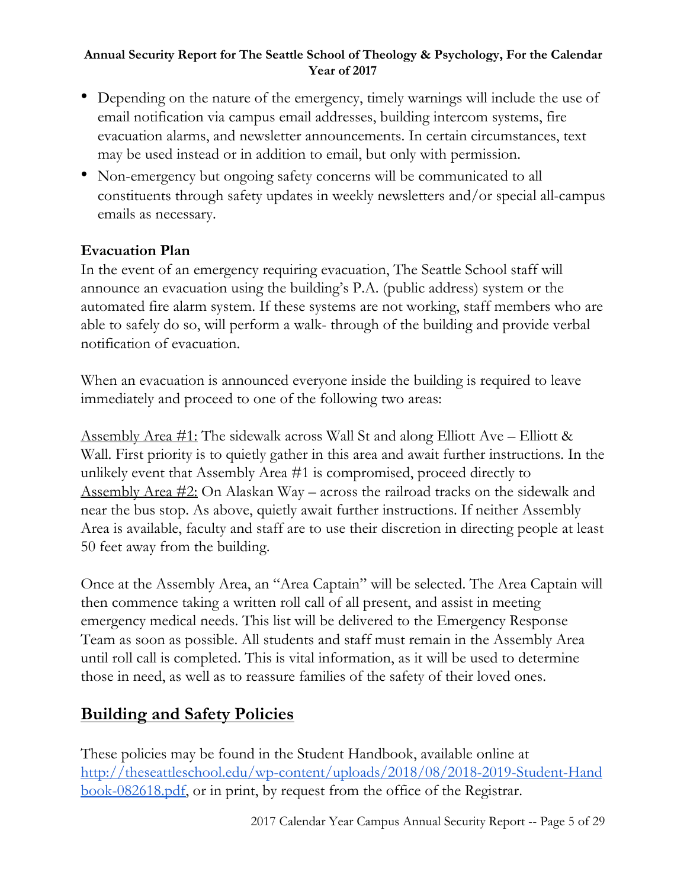- Depending on the nature of the emergency, timely warnings will include the use of email notification via campus email addresses, building intercom systems, fire evacuation alarms, and newsletter announcements. In certain circumstances, text may be used instead or in addition to email, but only with permission.
- Non-emergency but ongoing safety concerns will be communicated to all constituents through safety updates in weekly newsletters and/or special all-campus emails as necessary.

### Evacuation Plan

In the event of an emergency requiring evacuation, The Seattle School staff will announce an evacuation using the building's P.A. (public address) system or the automated fire alarm system. If these systems are not working, staff members who are able to safely do so, will perform a walk- through of the building and provide verbal notification of evacuation.

When an evacuation is announced everyone inside the building is required to leave immediately and proceed to one of the following two areas:

Assembly Area #1: The sidewalk across Wall St and along Elliott Ave – Elliott & Wall. First priority is to quietly gather in this area and await further instructions. In the unlikely event that Assembly Area #1 is compromised, proceed directly to Assembly Area #2: On Alaskan Way – across the railroad tracks on the sidewalk and near the bus stop. As above, quietly await further instructions. If neither Assembly Area is available, faculty and staff are to use their discretion in directing people at least 50 feet away from the building.

Once at the Assembly Area, an "Area Captain" will be selected. The Area Captain will then commence taking a written roll call of all present, and assist in meeting emergency medical needs. This list will be delivered to the Emergency Response Team as soon as possible. All students and staff must remain in the Assembly Area until roll call is completed. This is vital information, as it will be used to determine those in need, as well as to reassure families of the safety of their loved ones.

## Building and Safety Policies

These policies may be found in the Student Handbook, available online at [http://theseattleschool.edu/wp-content/uploads/2018/08/2018-2019-Student-Handbook-082618.pdf](http://theseattleschool.edu/wp-content/uploads/2018/08/2018-2019-Student-Handbook-082618.pdf), or in print, by request from the office of the Registrar.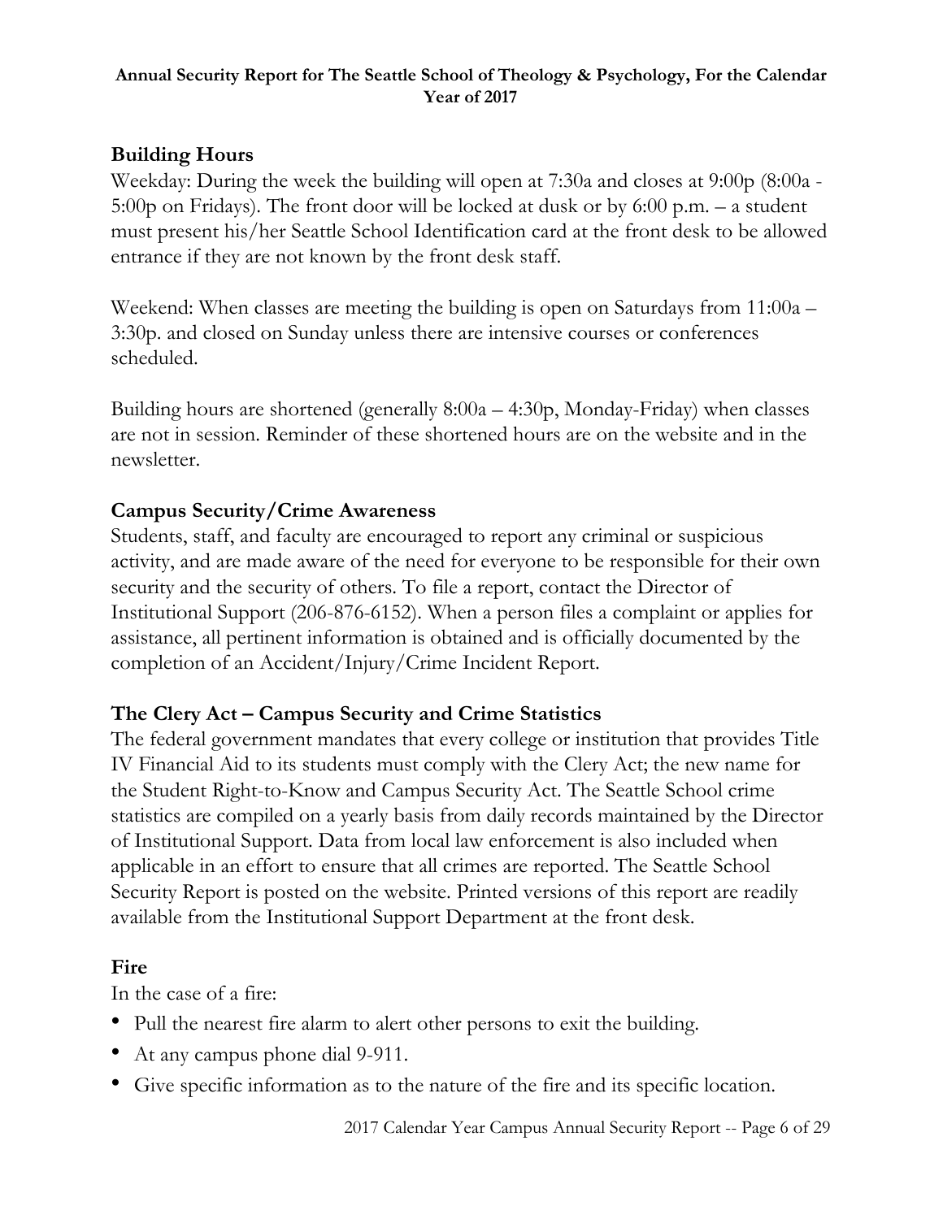## Building Hours

Weekday: During the week the building will open at 7:30a and closes at 9:00p (8:00a - 5:00p on Fridays). The front door will be locked at dusk or by 6:00 p.m. – a student must present his/her Seattle School Identification card at the front desk to be allowed entrance if they are not known by the front desk staff.

Weekend: When classes are meeting the building is open on Saturdays from 11:00a – 3:30p. and closed on Sunday unless there are intensive courses or conferences scheduled.

Building hours are shortened (generally 8:00a – 4:30p, Monday-Friday) when classes are not in session. Reminder of these shortened hours are on the website and in the newsletter.

## Campus Security/Crime Awareness

Students, staff, and faculty are encouraged to report any criminal or suspicious activity, and are made aware of the need for everyone to be responsible for their own security and the security of others. To file a report, contact the Director of Institutional Support (206-876-6152). When a person files a complaint or applies for assistance, all pertinent information is obtained and is officially documented by the completion of an Accident/Injury/Crime Incident Report.

## The Clery Act – Campus Security and Crime Statistics

The federal government mandates that every college or institution that provides Title IV Financial Aid to its students must comply with the Clery Act; the new name for the Student Right-to-Know and Campus Security Act. The Seattle School crime statistics are compiled on a yearly basis from daily records maintained by the Director of Institutional Support. Data from local law enforcement is also included when applicable in an effort to ensure that all crimes are reported. The Seattle School Security Report is posted on the website. Printed versions of this report are readily available from the Institutional Support Department at the front desk.

## Fire

In the case of a fire:

- Pull the nearest fire alarm to alert other persons to exit the building.
- At any campus phone dial 9-911.
- Give specific information as to the nature of the fire and its specific location.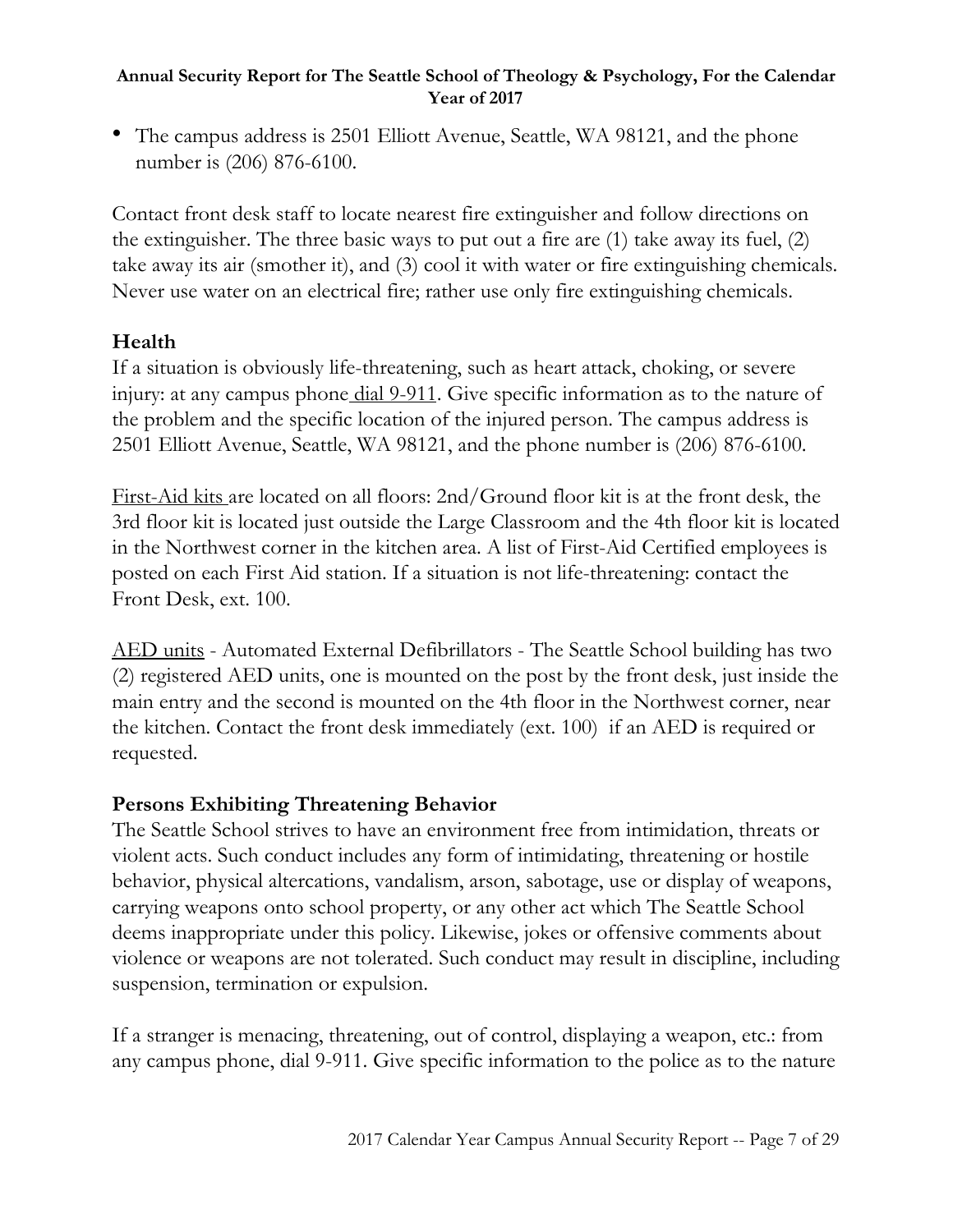- The campus address is 2501 Elliott Avenue, Seattle, WA 98121, and the phone number is (206) 876-6100.

Contact front desk staff to locate nearest fire extinguisher and follow directions on the extinguisher. The three basic ways to put out a fire are (1) take away its fuel, (2) take away its air (smother it), and (3) cool it with water or fire extinguishing chemicals. Never use water on an electrical fire; rather use only fire extinguishing chemicals.

## Health

If a situation is obviously life-threatening, such as heart attack, choking, or severe injury: at any campus phone dial 9-911. Give specific information as to the nature of the problem and the specific location of the injured person. The campus address is 2501 Elliott Avenue, Seattle, WA 98121, and the phone number is (206) 876-6100.

First-Aid kits are located on all floors: 2nd/Ground floor kit is at the front desk, the 3rd floor kit is located just outside the Large Classroom and the 4th floor kit is located in the Northwest corner in the kitchen area. A list of First-Aid Certified employees is posted on each First Aid station. If a situation is not life-threatening: contact the Front Desk, ext. 100.

AED units - Automated External Defibrillators - The Seattle School building has two (2) registered AED units, one is mounted on the post by the front desk, just inside the main entry and the second is mounted on the 4th floor in the Northwest corner, near the kitchen. Contact the front desk immediately (ext. 100) if an AED is required or requested.

## Persons Exhibiting Threatening Behavior

The Seattle School strives to have an environment free from intimidation, threats or violent acts. Such conduct includes any form of intimidating, threatening or hostile behavior, physical altercations, vandalism, arson, sabotage, use or display of weapons, carrying weapons onto school property, or any other act which The Seattle School deems inappropriate under this policy. Likewise, jokes or offensive comments about violence or weapons are not tolerated. Such conduct may result in discipline, including suspension, termination or expulsion.

If a stranger is menacing, threatening, out of control, displaying a weapon, etc.: from any campus phone, dial 9-911. Give specific information to the police as to the nature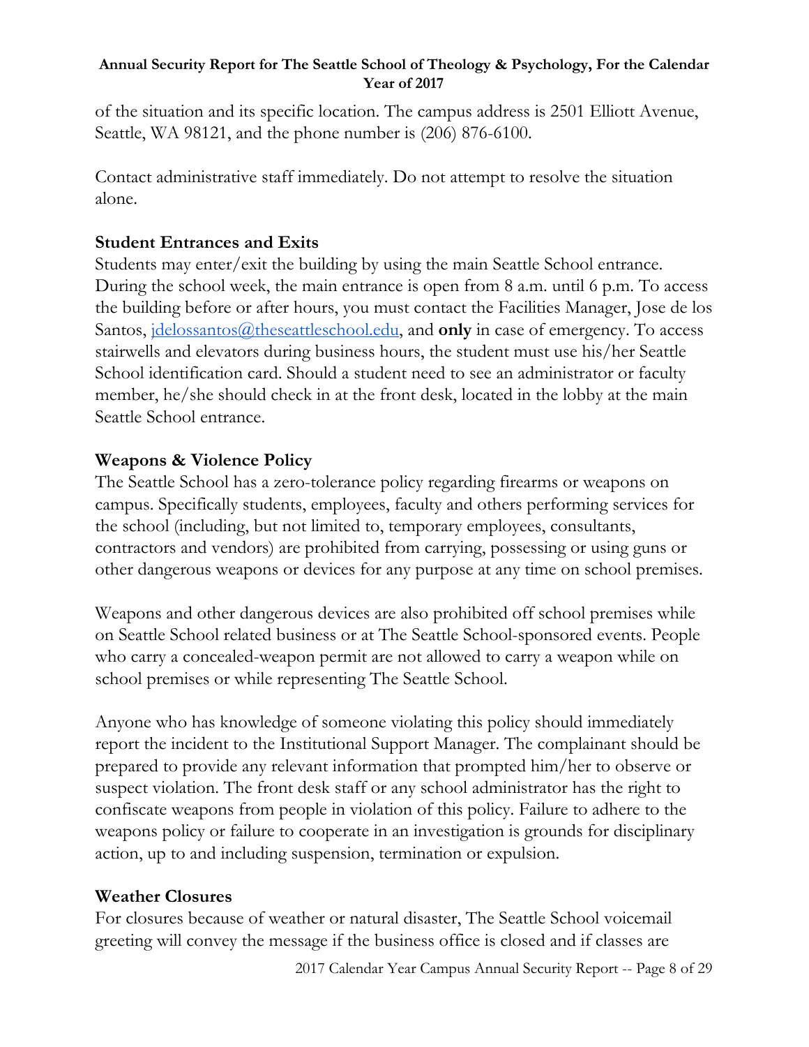of the situation and its specific location. The campus address is 2501 Elliott Avenue, Seattle, WA 98121, and the phone number is (206) 876-6100.

Contact administrative staff immediately. Do not attempt to resolve the situation alone.

## Student Entrances and Exits

Students may enter/exit the building by using the main Seattle School entrance. During the school week, the main entrance is open from 8 a.m. until 6 p.m. To access the building before or after hours, you must contact the Facilities Manager, Jose de los Santos, jdelossantos@theseattleschool.edu, and **only** in case of emergency. To access stairwells and elevators during business hours, the student must use his/her Seattle School identification card. Should a student need to see an administrator or faculty member, he/she should check in at the front desk, located in the lobby at the main Seattle School entrance.

## Weapons & Violence Policy

The Seattle School has a zero-tolerance policy regarding firearms or weapons on campus. Specifically students, employees, faculty and others performing services for the school (including, but not limited to, temporary employees, consultants, contractors and vendors) are prohibited from carrying, possessing or using guns or other dangerous weapons or devices for any purpose at any time on school premises.

Weapons and other dangerous devices are also prohibited off school premises while on Seattle School related business or at The Seattle School-sponsored events. People who carry a concealed-weapon permit are not allowed to carry a weapon while on school premises or while representing The Seattle School.

Anyone who has knowledge of someone violating this policy should immediately report the incident to the Institutional Support Manager. The complainant should be prepared to provide any relevant information that prompted him/her to observe or suspect violation. The front desk staff or any school administrator has the right to confiscate weapons from people in violation of this policy. Failure to adhere to the weapons policy or failure to cooperate in an investigation is grounds for disciplinary action, up to and including suspension, termination or expulsion.

## Weather Closures

For closures because of weather or natural disaster, The Seattle School voicemail greeting will convey the message if the business office is closed and if classes are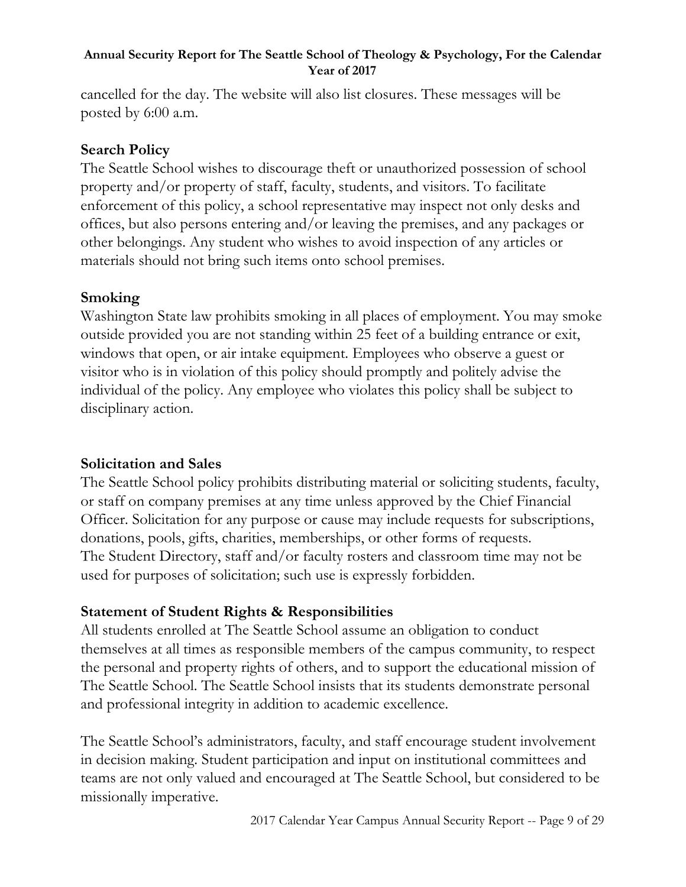cancelled for the day. The website will also list closures. These messages will be posted by 6:00 a.m.

### Search Policy

The Seattle School wishes to discourage theft or unauthorized possession of school property and/or property of staff, faculty, students, and visitors. To facilitate enforcement of this policy, a school representative may inspect not only desks and offices, but also persons entering and/or leaving the premises, and any packages or other belongings. Any student who wishes to avoid inspection of any articles or materials should not bring such items onto school premises.

### Smoking

Washington State law prohibits smoking in all places of employment. You may smoke outside provided you are not standing within 25 feet of a building entrance or exit, windows that open, or air intake equipment. Employees who observe a guest or visitor who is in violation of this policy should promptly and politely advise the individual of the policy. Any employee who violates this policy shall be subject to disciplinary action.

### Solicitation and Sales

The Seattle School policy prohibits distributing material or soliciting students, faculty, or staff on company premises at any time unless approved by the Chief Financial Officer. Solicitation for any purpose or cause may include requests for subscriptions, donations, pools, gifts, charities, memberships, or other forms of requests. The Student Directory, staff and/or faculty rosters and classroom time may not be used for purposes of solicitation; such use is expressly forbidden.

### Statement of Student Rights & Responsibilities

All students enrolled at The Seattle School assume an obligation to conduct themselves at all times as responsible members of the campus community, to respect the personal and property rights of others, and to support the educational mission of The Seattle School. The Seattle School insists that its students demonstrate personal and professional integrity in addition to academic excellence.

The Seattle School's administrators, faculty, and staff encourage student involvement in decision making. Student participation and input on institutional committees and teams are not only valued and encouraged at The Seattle School, but considered to be missionally imperative.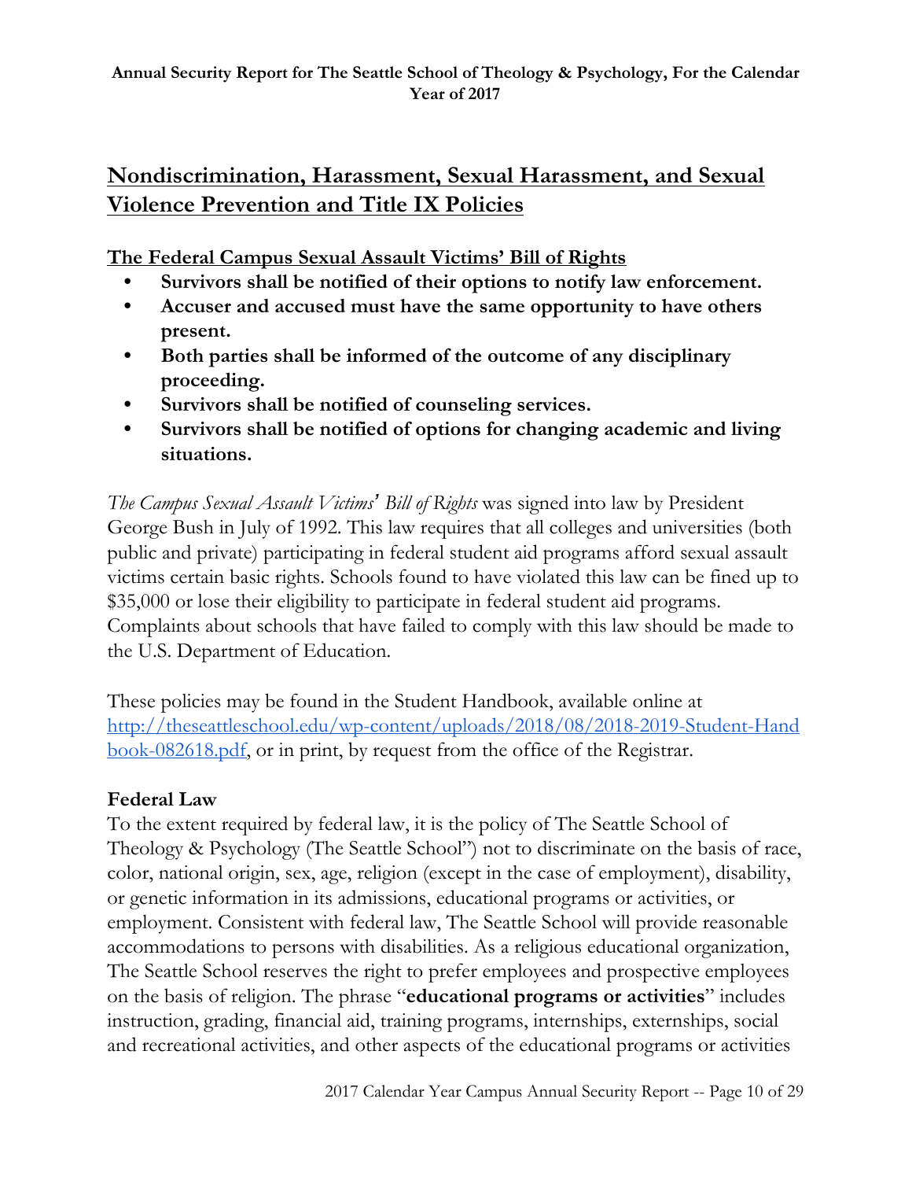## Nondiscrimination, Harassment, Sexual Harassment, and Sexual Violence Prevention and Title IX Policies

### The Federal Campus Sexual Assault Victims' Bill of Rights

- **Survivors shall be notified of their options to notify law enforcement.**
- **Accuser and accused must have the same opportunity to have others present.**
- **Both parties shall be informed of the outcome of any disciplinary proceeding.**
- **Survivors shall be notified of counseling services.**
- **Survivors shall be notified of options for changing academic and living situations.**

*The Campus Sexual Assault Victims' Bill of Rights* was signed into law by President George Bush in July of 1992. This law requires that all colleges and universities (both public and private) participating in federal student aid programs afford sexual assault victims certain basic rights. Schools found to have violated this law can be fined up to $35,000 or lose their eligibility to participate in federal student aid programs. Complaints about schools that have failed to comply with this law should be made to the U.S. Department of Education.

These policies may be found in the Student Handbook, available online at [http://theseattleschool.edu/wp-content/uploads/2018/08/2018-2019-Student-Handbook-082618.pdf](http://theseattleschool.edu/wp-content/uploads/2018/08/2018-2019-Student-Handbook-082618.pdf), or in print, by request from the office of the Registrar.

### Federal Law

To the extent required by federal law, it is the policy of The Seattle School of Theology & Psychology (The Seattle School") not to discriminate on the basis of race, color, national origin, sex, age, religion (except in the case of employment), disability, or genetic information in its admissions, educational programs or activities, or employment. Consistent with federal law, The Seattle School will provide reasonable accommodations to persons with disabilities. As a religious educational organization, The Seattle School reserves the right to prefer employees and prospective employees on the basis of religion. The phrase "**educational programs or activities**" includes instruction, grading, financial aid, training programs, internships, externships, social and recreational activities, and other aspects of the educational programs or activities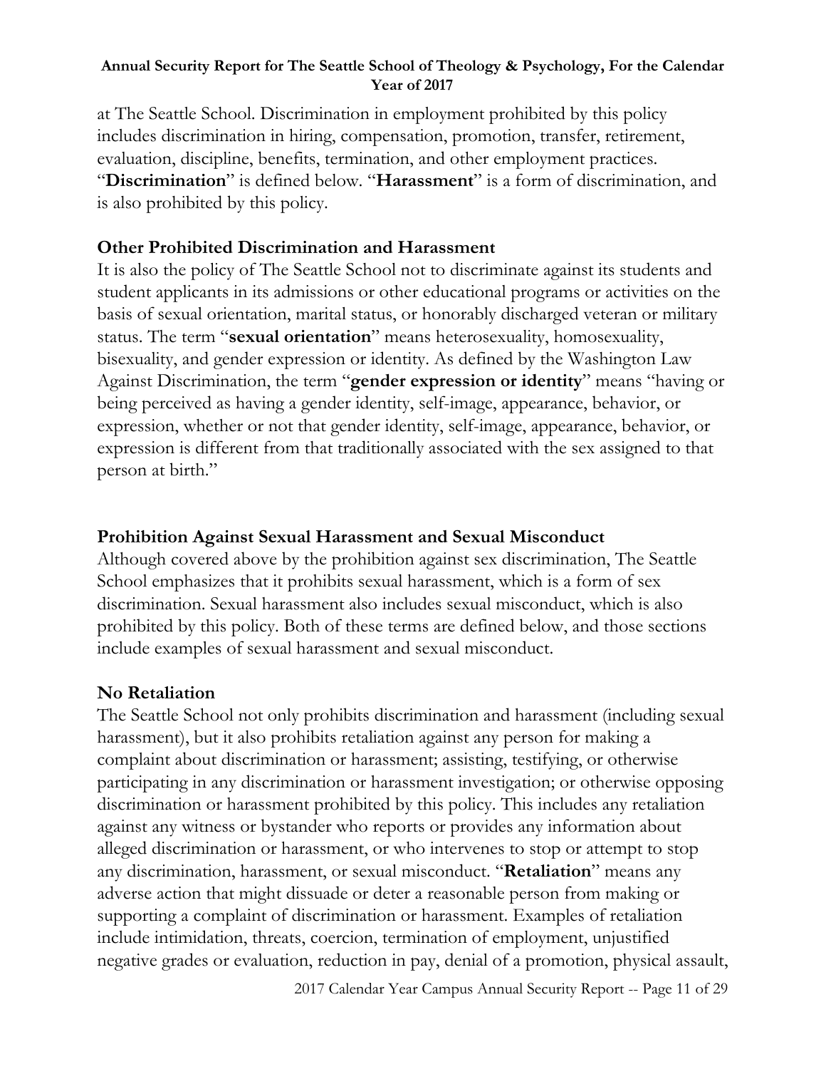at The Seattle School. Discrimination in employment prohibited by this policy includes discrimination in hiring, compensation, promotion, transfer, retirement, evaluation, discipline, benefits, termination, and other employment practices. "**Discrimination**" is defined below. "**Harassment**" is a form of discrimination, and is also prohibited by this policy.

### Other Prohibited Discrimination and Harassment

It is also the policy of The Seattle School not to discriminate against its students and student applicants in its admissions or other educational programs or activities on the basis of sexual orientation, marital status, or honorably discharged veteran or military status. The term "**sexual orientation**" means heterosexuality, homosexuality, bisexuality, and gender expression or identity. As defined by the Washington Law Against Discrimination, the term "**gender expression or identity**" means "having or being perceived as having a gender identity, self-image, appearance, behavior, or expression, whether or not that gender identity, self-image, appearance, behavior, or expression is different from that traditionally associated with the sex assigned to that person at birth."

### Prohibition Against Sexual Harassment and Sexual Misconduct

Although covered above by the prohibition against sex discrimination, The Seattle School emphasizes that it prohibits sexual harassment, which is a form of sex discrimination. Sexual harassment also includes sexual misconduct, which is also prohibited by this policy. Both of these terms are defined below, and those sections include examples of sexual harassment and sexual misconduct.

### No Retaliation

The Seattle School not only prohibits discrimination and harassment (including sexual harassment), but it also prohibits retaliation against any person for making a complaint about discrimination or harassment; assisting, testifying, or otherwise participating in any discrimination or harassment investigation; or otherwise opposing discrimination or harassment prohibited by this policy. This includes any retaliation against any witness or bystander who reports or provides any information about alleged discrimination or harassment, or who intervenes to stop or attempt to stop any discrimination, harassment, or sexual misconduct. "**Retaliation**" means any adverse action that might dissuade or deter a reasonable person from making or supporting a complaint of discrimination or harassment. Examples of retaliation include intimidation, threats, coercion, termination of employment, unjustified negative grades or evaluation, reduction in pay, denial of a promotion, physical assault,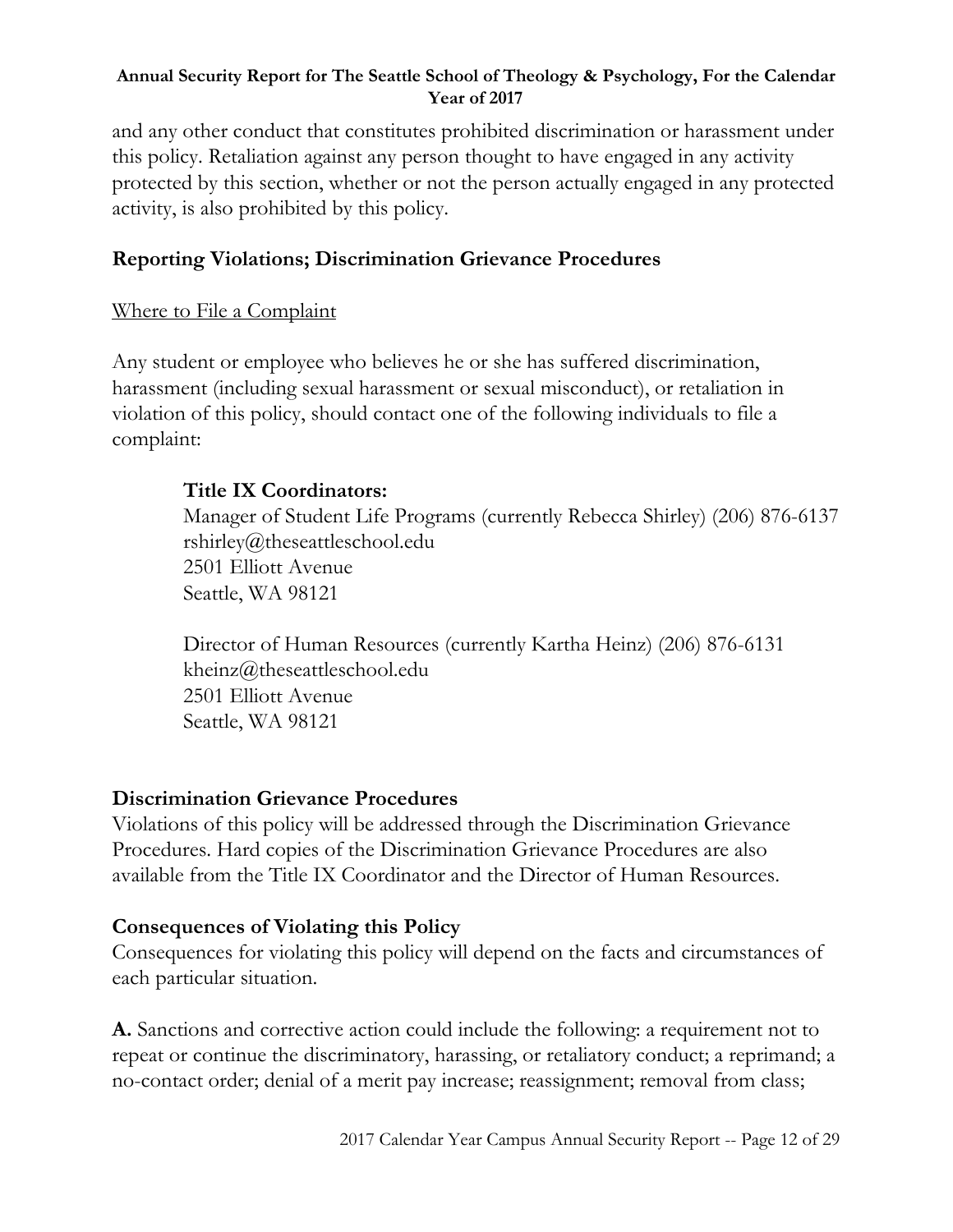and any other conduct that constitutes prohibited discrimination or harassment under this policy. Retaliation against any person thought to have engaged in any activity protected by this section, whether or not the person actually engaged in any protected activity, is also prohibited by this policy.

## Reporting Violations; Discrimination Grievance Procedures

<u>Where to File a Complaint</u>

Any student or employee who believes he or she has suffered discrimination, harassment (including sexual harassment or sexual misconduct), or retaliation in violation of this policy, should contact one of the following individuals to file a complaint:

> **Title IX Coordinators:**
> Manager of Student Life Programs (currently Rebecca Shirley) (206) 876-6137
> rshirley@theseattleschool.edu
> 2501 Elliott Avenue
> Seattle, WA 98121
>
> Director of Human Resources (currently Kartha Heinz) (206) 876-6131
> kheinz@theseattleschool.edu
> 2501 Elliott Avenue
> Seattle, WA 98121

## Discrimination Grievance Procedures

Violations of this policy will be addressed through the Discrimination Grievance Procedures. Hard copies of the Discrimination Grievance Procedures are also available from the Title IX Coordinator and the Director of Human Resources.

## Consequences of Violating this Policy

Consequences for violating this policy will depend on the facts and circumstances of each particular situation.

**A.** Sanctions and corrective action could include the following: a requirement not to repeat or continue the discriminatory, harassing, or retaliatory conduct; a reprimand; a no-contact order; denial of a merit pay increase; reassignment; removal from class;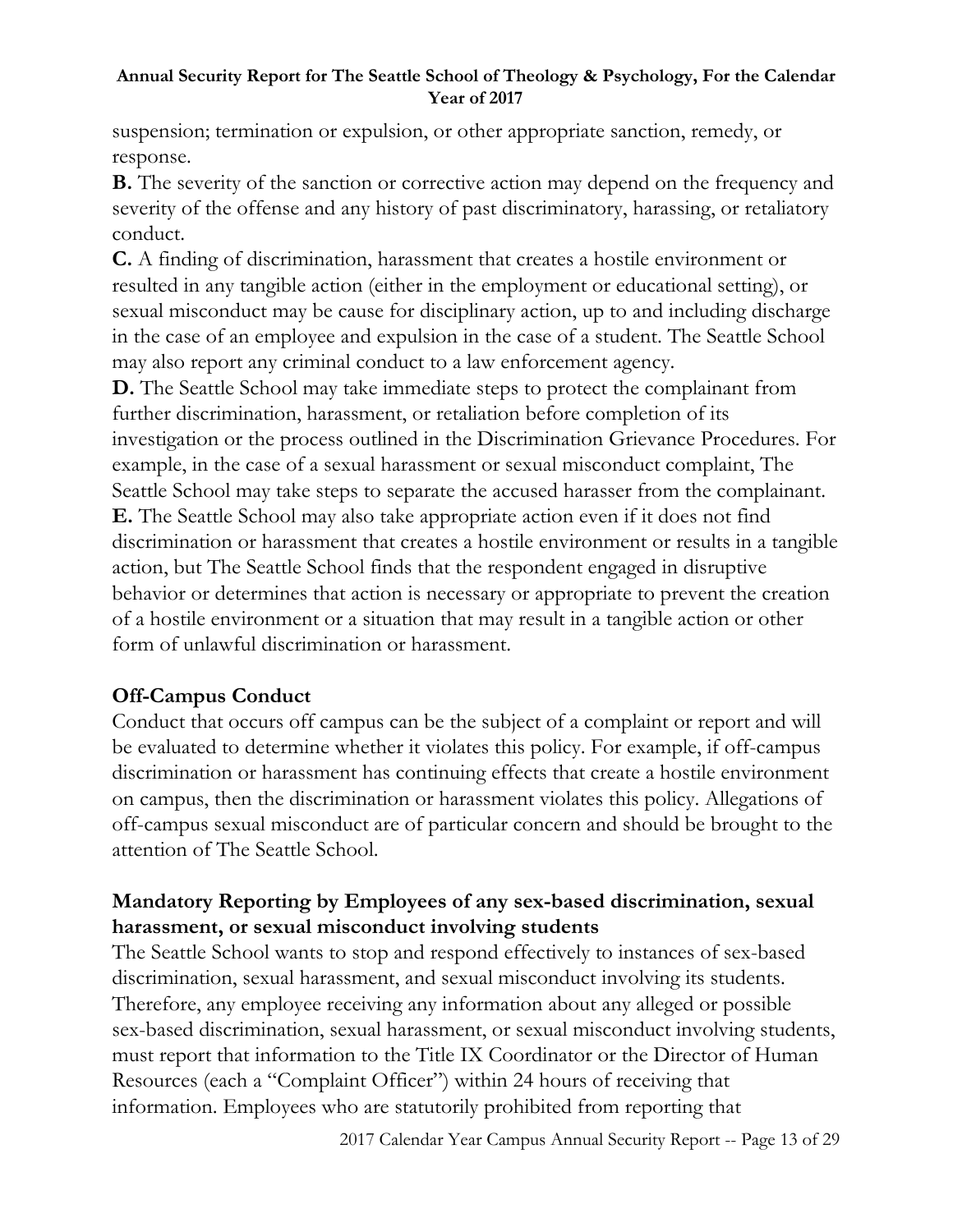suspension; termination or expulsion, or other appropriate sanction, remedy, or response.

**B.** The severity of the sanction or corrective action may depend on the frequency and severity of the offense and any history of past discriminatory, harassing, or retaliatory conduct.

**C.** A finding of discrimination, harassment that creates a hostile environment or resulted in any tangible action (either in the employment or educational setting), or sexual misconduct may be cause for disciplinary action, up to and including discharge in the case of an employee and expulsion in the case of a student. The Seattle School may also report any criminal conduct to a law enforcement agency.

**D.** The Seattle School may take immediate steps to protect the complainant from further discrimination, harassment, or retaliation before completion of its investigation or the process outlined in the Discrimination Grievance Procedures. For example, in the case of a sexual harassment or sexual misconduct complaint, The Seattle School may take steps to separate the accused harasser from the complainant.

**E.** The Seattle School may also take appropriate action even if it does not find discrimination or harassment that creates a hostile environment or results in a tangible action, but The Seattle School finds that the respondent engaged in disruptive behavior or determines that action is necessary or appropriate to prevent the creation of a hostile environment or a situation that may result in a tangible action or other form of unlawful discrimination or harassment.

## Off-Campus Conduct

Conduct that occurs off campus can be the subject of a complaint or report and will be evaluated to determine whether it violates this policy. For example, if off-campus discrimination or harassment has continuing effects that create a hostile environment on campus, then the discrimination or harassment violates this policy. Allegations of off-campus sexual misconduct are of particular concern and should be brought to the attention of The Seattle School.

## Mandatory Reporting by Employees of any sex-based discrimination, sexual harassment, or sexual misconduct involving students

The Seattle School wants to stop and respond effectively to instances of sex-based discrimination, sexual harassment, and sexual misconduct involving its students. Therefore, any employee receiving any information about any alleged or possible sex-based discrimination, sexual harassment, or sexual misconduct involving students, must report that information to the Title IX Coordinator or the Director of Human Resources (each a "Complaint Officer") within 24 hours of receiving that information. Employees who are statutorily prohibited from reporting that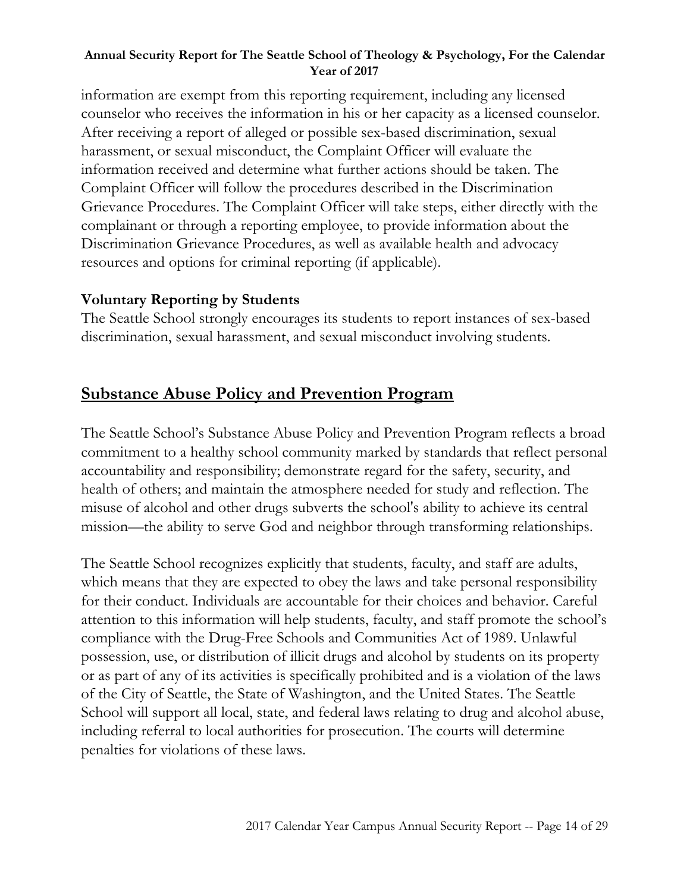information are exempt from this reporting requirement, including any licensed counselor who receives the information in his or her capacity as a licensed counselor. After receiving a report of alleged or possible sex-based discrimination, sexual harassment, or sexual misconduct, the Complaint Officer will evaluate the information received and determine what further actions should be taken. The Complaint Officer will follow the procedures described in the Discrimination Grievance Procedures. The Complaint Officer will take steps, either directly with the complainant or through a reporting employee, to provide information about the Discrimination Grievance Procedures, as well as available health and advocacy resources and options for criminal reporting (if applicable).

### Voluntary Reporting by Students

The Seattle School strongly encourages its students to report instances of sex-based discrimination, sexual harassment, and sexual misconduct involving students.

## Substance Abuse Policy and Prevention Program

The Seattle School's Substance Abuse Policy and Prevention Program reflects a broad commitment to a healthy school community marked by standards that reflect personal accountability and responsibility; demonstrate regard for the safety, security, and health of others; and maintain the atmosphere needed for study and reflection. The misuse of alcohol and other drugs subverts the school's ability to achieve its central mission—the ability to serve God and neighbor through transforming relationships.

The Seattle School recognizes explicitly that students, faculty, and staff are adults, which means that they are expected to obey the laws and take personal responsibility for their conduct. Individuals are accountable for their choices and behavior. Careful attention to this information will help students, faculty, and staff promote the school's compliance with the Drug-Free Schools and Communities Act of 1989. Unlawful possession, use, or distribution of illicit drugs and alcohol by students on its property or as part of any of its activities is specifically prohibited and is a violation of the laws of the City of Seattle, the State of Washington, and the United States. The Seattle School will support all local, state, and federal laws relating to drug and alcohol abuse, including referral to local authorities for prosecution. The courts will determine penalties for violations of these laws.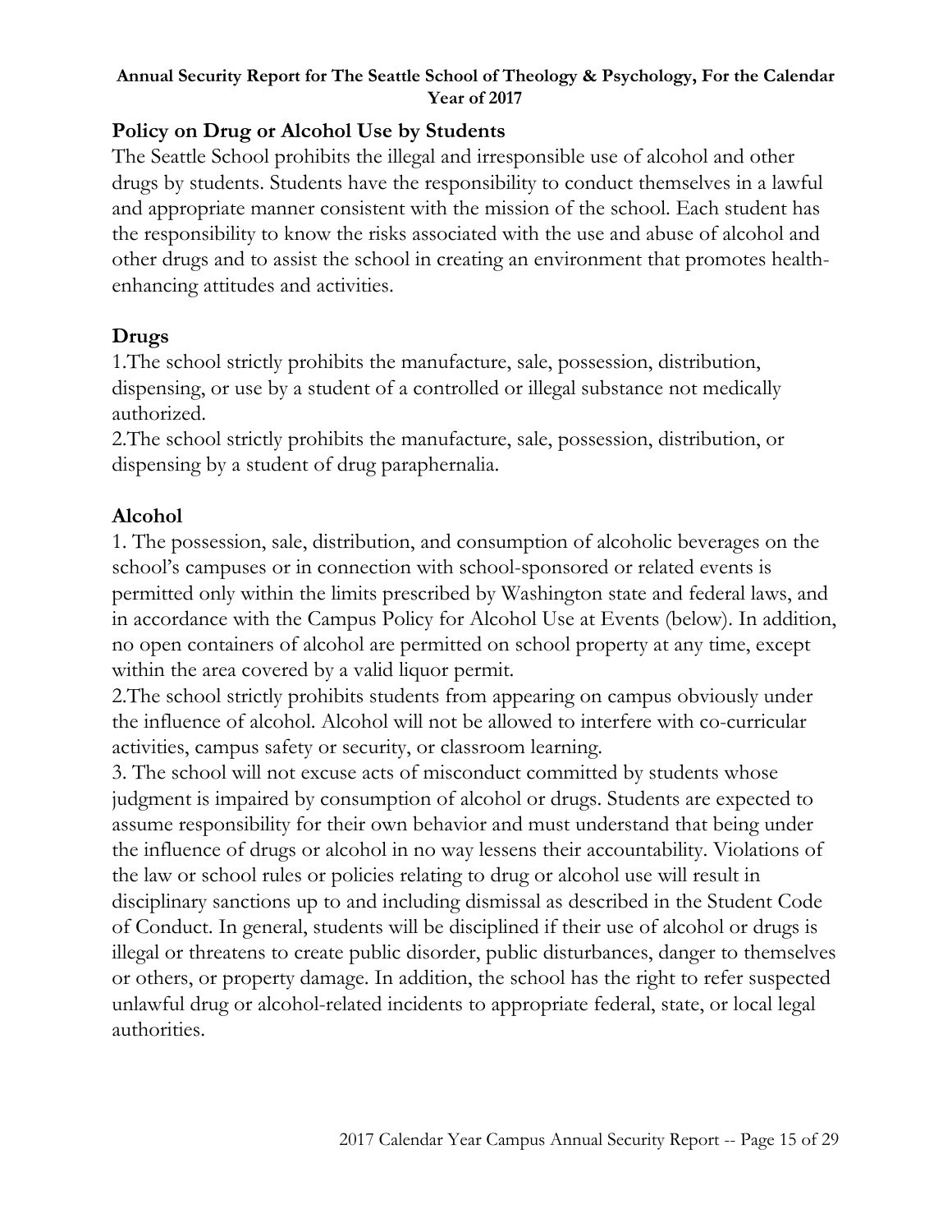## Policy on Drug or Alcohol Use by Students

The Seattle School prohibits the illegal and irresponsible use of alcohol and other drugs by students. Students have the responsibility to conduct themselves in a lawful and appropriate manner consistent with the mission of the school. Each student has the responsibility to know the risks associated with the use and abuse of alcohol and other drugs and to assist the school in creating an environment that promotes health-enhancing attitudes and activities.

## Drugs

1.The school strictly prohibits the manufacture, sale, possession, distribution, dispensing, or use by a student of a controlled or illegal substance not medically authorized.
2.The school strictly prohibits the manufacture, sale, possession, distribution, or dispensing by a student of drug paraphernalia.

## Alcohol

1. The possession, sale, distribution, and consumption of alcoholic beverages on the school's campuses or in connection with school-sponsored or related events is permitted only within the limits prescribed by Washington state and federal laws, and in accordance with the Campus Policy for Alcohol Use at Events (below). In addition, no open containers of alcohol are permitted on school property at any time, except within the area covered by a valid liquor permit.
2.The school strictly prohibits students from appearing on campus obviously under the influence of alcohol. Alcohol will not be allowed to interfere with co-curricular activities, campus safety or security, or classroom learning.
3. The school will not excuse acts of misconduct committed by students whose judgment is impaired by consumption of alcohol or drugs. Students are expected to assume responsibility for their own behavior and must understand that being under the influence of drugs or alcohol in no way lessens their accountability. Violations of the law or school rules or policies relating to drug or alcohol use will result in disciplinary sanctions up to and including dismissal as described in the Student Code of Conduct. In general, students will be disciplined if their use of alcohol or drugs is illegal or threatens to create public disorder, public disturbances, danger to themselves or others, or property damage. In addition, the school has the right to refer suspected unlawful drug or alcohol-related incidents to appropriate federal, state, or local legal authorities.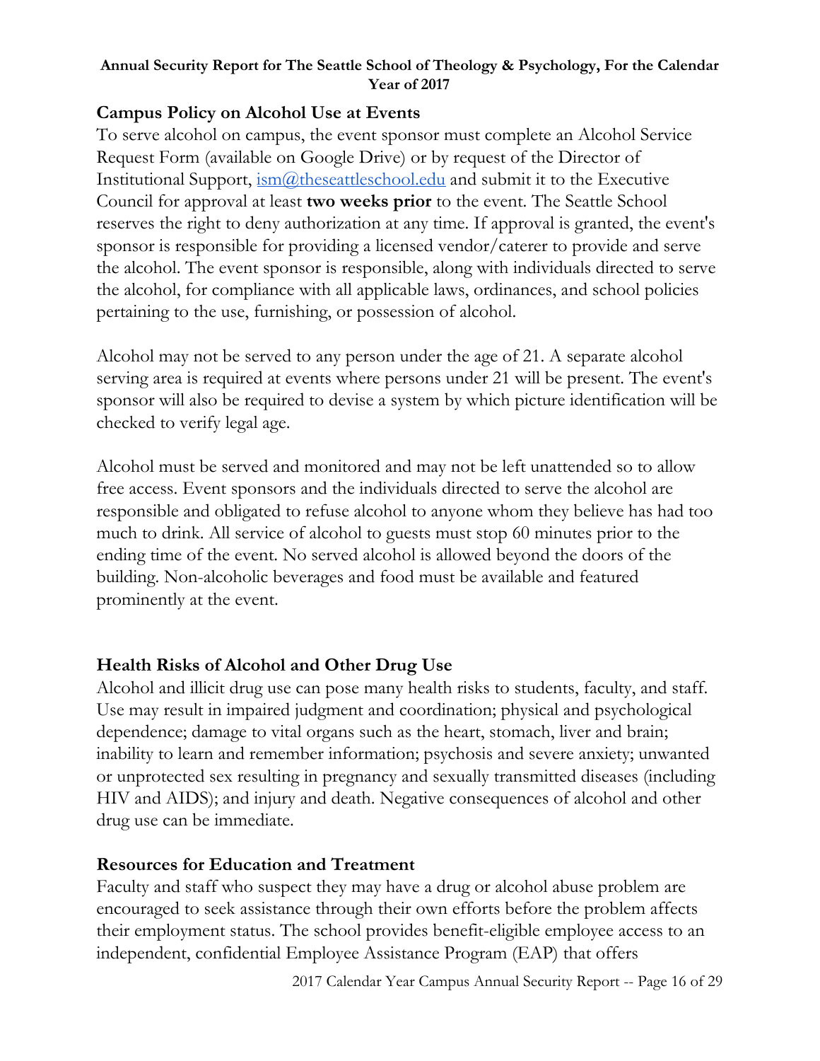## Campus Policy on Alcohol Use at Events

To serve alcohol on campus, the event sponsor must complete an Alcohol Service Request Form (available on Google Drive) or by request of the Director of Institutional Support, [ism@theseattleschool.edu](mailto:ism@theseattleschool.edu) and submit it to the Executive Council for approval at least **two weeks prior** to the event. The Seattle School reserves the right to deny authorization at any time. If approval is granted, the event's sponsor is responsible for providing a licensed vendor/caterer to provide and serve the alcohol. The event sponsor is responsible, along with individuals directed to serve the alcohol, for compliance with all applicable laws, ordinances, and school policies pertaining to the use, furnishing, or possession of alcohol.

Alcohol may not be served to any person under the age of 21. A separate alcohol serving area is required at events where persons under 21 will be present. The event's sponsor will also be required to devise a system by which picture identification will be checked to verify legal age.

Alcohol must be served and monitored and may not be left unattended so to allow free access. Event sponsors and the individuals directed to serve the alcohol are responsible and obligated to refuse alcohol to anyone whom they believe has had too much to drink. All service of alcohol to guests must stop 60 minutes prior to the ending time of the event. No served alcohol is allowed beyond the doors of the building. Non-alcoholic beverages and food must be available and featured prominently at the event.

## Health Risks of Alcohol and Other Drug Use

Alcohol and illicit drug use can pose many health risks to students, faculty, and staff. Use may result in impaired judgment and coordination; physical and psychological dependence; damage to vital organs such as the heart, stomach, liver and brain; inability to learn and remember information; psychosis and severe anxiety; unwanted or unprotected sex resulting in pregnancy and sexually transmitted diseases (including HIV and AIDS); and injury and death. Negative consequences of alcohol and other drug use can be immediate.

## Resources for Education and Treatment

Faculty and staff who suspect they may have a drug or alcohol abuse problem are encouraged to seek assistance through their own efforts before the problem affects their employment status. The school provides benefit-eligible employee access to an independent, confidential Employee Assistance Program (EAP) that offers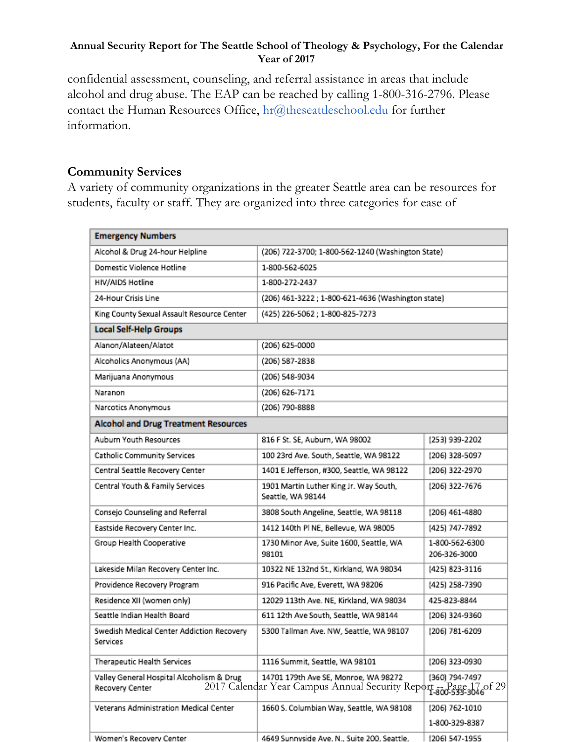confidential assessment, counseling, and referral assistance in areas that include alcohol and drug abuse. The EAP can be reached by calling 1-800-316-2796. Please contact the Human Resources Office, hr@theseattleschool.edu for further information.

## Community Services

A variety of community organizations in the greater Seattle area can be resources for students, faculty or staff. They are organized into three categories for ease of

| Emergency Numbers | | |
|---|---|---|
| Alcohol & Drug 24-hour Helpline | (206) 722-3700; 1-800-562-1240 (Washington State) | |
| Domestic Violence Hotline | 1-800-562-6025 | |
| HIV/AIDS Hotline | 1-800-272-2437 | |
| 24-Hour Crisis Line | (206) 461-3222 ; 1-800-621-4636 (Washington state) | |
| King County Sexual Assault Resource Center | (425) 226-5062 ; 1-800-825-7273 | |
| **Local Self-Help Groups** | | |
| Alanon/Alateen/Alatot | (206) 625-0000 | |
| Alcoholics Anonymous (AA) | (206) 587-2838 | |
| Marijuana Anonymous | (206) 548-9034 | |
| Naranon | (206) 626-7171 | |
| Narcotics Anonymous | (206) 790-8888 | |
| **Alcohol and Drug Treatment Resources** | | |
| Auburn Youth Resources | 816 F St. SE, Auburn, WA 98002 | (253) 939-2202 |
| Catholic Community Services | 100 23rd Ave. South, Seattle, WA 98122 | (206) 328-5097 |
| Central Seattle Recovery Center | 1401 E Jefferson, #300, Seattle, WA 98122 | (206) 322-2970 |
| Central Youth & Family Services | 1901 Martin Luther King Jr. Way South, Seattle, WA 98144 | (206) 322-7676 |
| Consejo Counseling and Referral | 3808 South Angeline, Seattle, WA 98118 | (206) 461-4880 |
| Eastside Recovery Center Inc. | 1412 140th Pl NE, Bellevue, WA 98005 | (425) 747-7892 |
| Group Health Cooperative | 1730 Minor Ave, Suite 1600, Seattle, WA 98101 | 1-800-562-6300 206-326-3000 |
| Lakeside Milan Recovery Center Inc. | 10322 NE 132nd St., Kirkland, WA 98034 | (425) 823-3116 |
| Providence Recovery Program | 916 Pacific Ave, Everett, WA 98206 | (425) 258-7390 |
| Residence XII (women only) | 12029 113th Ave. NE, Kirkland, WA 98034 | 425-823-8844 |
| Seattle Indian Health Board | 611 12th Ave South, Seattle, WA 98144 | (206) 324-9360 |
| Swedish Medical Center Addiction Recovery Services | 5300 Tallman Ave. NW, Seattle, WA 98107 | (206) 781-6209 |
| Therapeutic Health Services | 1116 Summit, Seattle, WA 98101 | (206) 323-0930 |
| Valley General Hospital Alcoholism & Drug Recovery Center | 14701 179th Ave SE, Monroe, WA 98272 | (360) 794-7497 1-800-533-3046 |
| Veterans Administration Medical Center | 1660 S. Columbian Way, Seattle, WA 98108 | (206) 762-1010 1-800-329-8387 |
| Women's Recovery Center | 4649 Sunnyside Ave. N., Suite 200, Seattle, | (206) 547-1955 |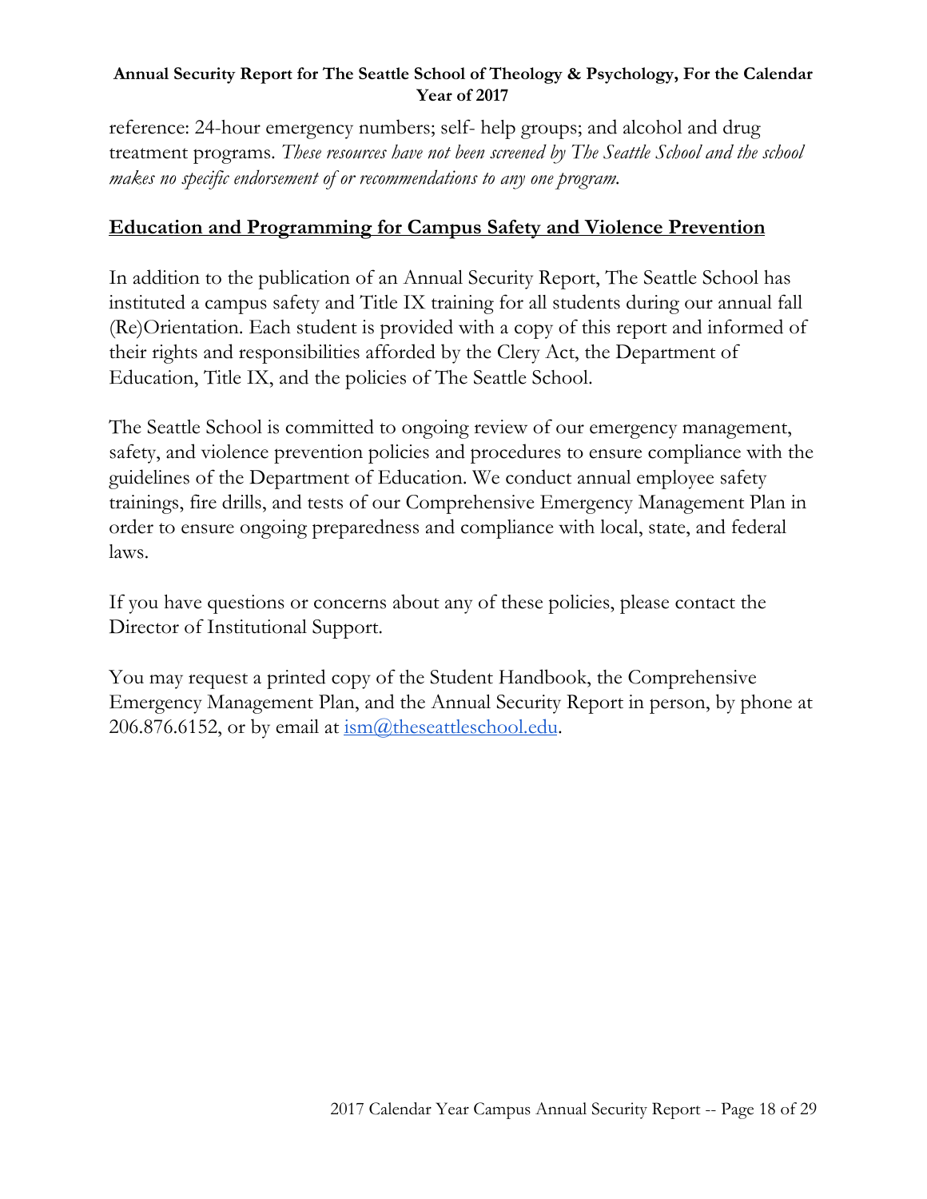reference: 24-hour emergency numbers; self- help groups; and alcohol and drug treatment programs. *These resources have not been screened by The Seattle School and the school makes no specific endorsement of or recommendations to any one program.*

## Education and Programming for Campus Safety and Violence Prevention

In addition to the publication of an Annual Security Report, The Seattle School has instituted a campus safety and Title IX training for all students during our annual fall (Re)Orientation. Each student is provided with a copy of this report and informed of their rights and responsibilities afforded by the Clery Act, the Department of Education, Title IX, and the policies of The Seattle School.

The Seattle School is committed to ongoing review of our emergency management, safety, and violence prevention policies and procedures to ensure compliance with the guidelines of the Department of Education. We conduct annual employee safety trainings, fire drills, and tests of our Comprehensive Emergency Management Plan in order to ensure ongoing preparedness and compliance with local, state, and federal laws.

If you have questions or concerns about any of these policies, please contact the Director of Institutional Support.

You may request a printed copy of the Student Handbook, the Comprehensive Emergency Management Plan, and the Annual Security Report in person, by phone at 206.876.6152, or by email at ism@theseattleschool.edu.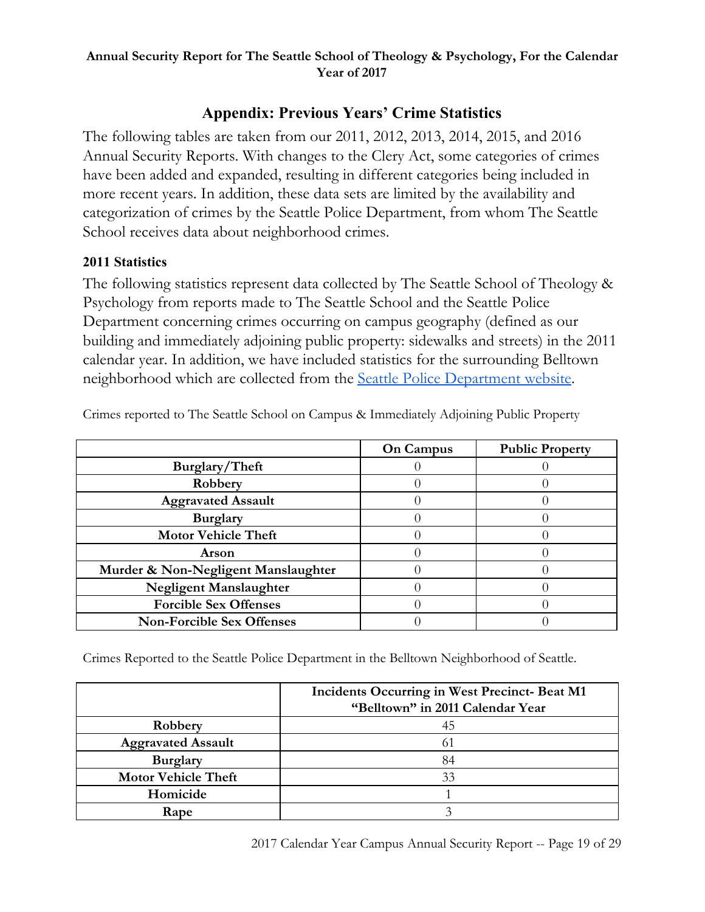**Annual Security Report for The Seattle School of Theology & Psychology, For the Calendar Year of 2017**

## Appendix: Previous Years' Crime Statistics

The following tables are taken from our 2011, 2012, 2013, 2014, 2015, and 2016 Annual Security Reports. With changes to the Clery Act, some categories of crimes have been added and expanded, resulting in different categories being included in more recent years. In addition, these data sets are limited by the availability and categorization of crimes by the Seattle Police Department, from whom The Seattle School receives data about neighborhood crimes.

### 2011 Statistics

The following statistics represent data collected by The Seattle School of Theology & Psychology from reports made to The Seattle School and the Seattle Police Department concerning crimes occurring on campus geography (defined as our building and immediately adjoining public property: sidewalks and streets) in the 2011 calendar year. In addition, we have included statistics for the surrounding Belltown neighborhood which are collected from the [Seattle Police Department website](#).

Crimes reported to The Seattle School on Campus & Immediately Adjoining Public Property

| | On Campus | Public Property |
|---|---|---|
| **Burglary/Theft** | 0 | 0 |
| **Robbery** | 0 | 0 |
| **Aggravated Assault** | 0 | 0 |
| **Burglary** | 0 | 0 |
| **Motor Vehicle Theft** | 0 | 0 |
| **Arson** | 0 | 0 |
| **Murder & Non-Negligent Manslaughter** | 0 | 0 |
| **Negligent Manslaughter** | 0 | 0 |
| **Forcible Sex Offenses** | 0 | 0 |
| **Non-Forcible Sex Offenses** | 0 | 0 |

Crimes Reported to the Seattle Police Department in the Belltown Neighborhood of Seattle.

| | Incidents Occurring in West Precinct- Beat M1 "Belltown" in 2011 Calendar Year |
|---|---|
| **Robbery** | 45 |
| **Aggravated Assault** | 61 |
| **Burglary** | 84 |
| **Motor Vehicle Theft** | 33 |
| **Homicide** | 1 |
| **Rape** | 3 |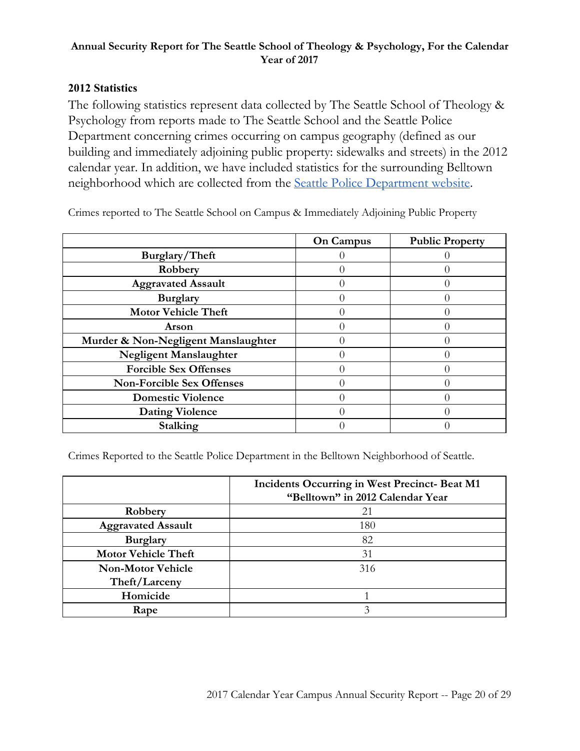**Annual Security Report for The Seattle School of Theology & Psychology, For the Calendar Year of 2017**

## 2012 Statistics

The following statistics represent data collected by The Seattle School of Theology & Psychology from reports made to The Seattle School and the Seattle Police Department concerning crimes occurring on campus geography (defined as our building and immediately adjoining public property: sidewalks and streets) in the 2012 calendar year. In addition, we have included statistics for the surrounding Belltown neighborhood which are collected from the [Seattle Police Department website](#).

Crimes reported to The Seattle School on Campus & Immediately Adjoining Public Property

| | On Campus | Public Property |
|---|---|---|
| **Burglary/Theft** | 0 | 0 |
| **Robbery** | 0 | 0 |
| **Aggravated Assault** | 0 | 0 |
| **Burglary** | 0 | 0 |
| **Motor Vehicle Theft** | 0 | 0 |
| **Arson** | 0 | 0 |
| **Murder & Non-Negligent Manslaughter** | 0 | 0 |
| **Negligent Manslaughter** | 0 | 0 |
| **Forcible Sex Offenses** | 0 | 0 |
| **Non-Forcible Sex Offenses** | 0 | 0 |
| **Domestic Violence** | 0 | 0 |
| **Dating Violence** | 0 | 0 |
| **Stalking** | 0 | 0 |

Crimes Reported to the Seattle Police Department in the Belltown Neighborhood of Seattle.

| | Incidents Occurring in West Precinct- Beat M1 "Belltown" in 2012 Calendar Year |
|---|---|
| **Robbery** | 21 |
| **Aggravated Assault** | 180 |
| **Burglary** | 82 |
| **Motor Vehicle Theft** | 31 |
| **Non-Motor Vehicle Theft/Larceny** | 316 |
| **Homicide** | 1 |
| **Rape** | 3 |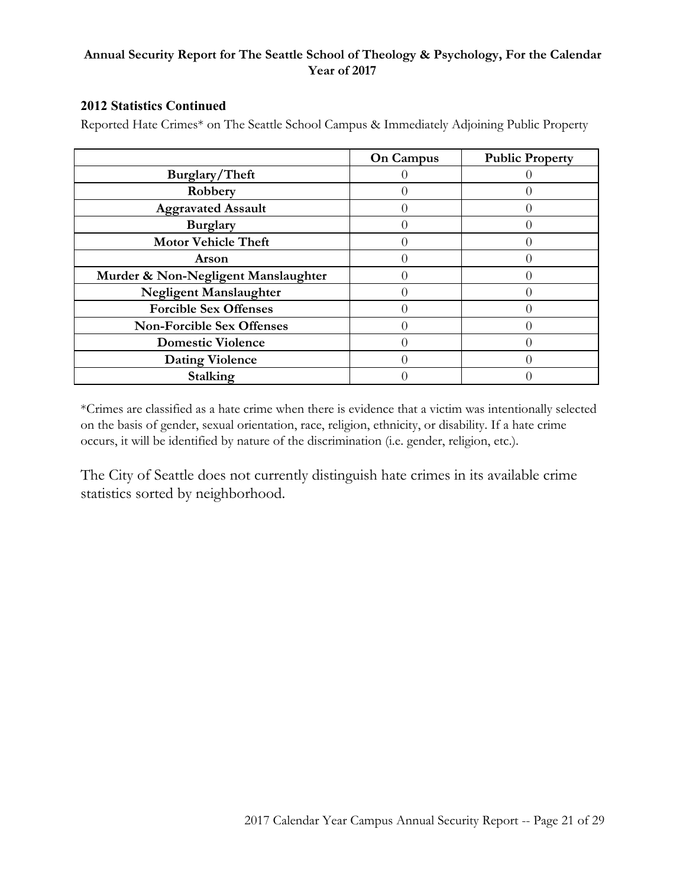**Annual Security Report for The Seattle School of Theology & Psychology, For the Calendar Year of 2017**

### 2012 Statistics Continued

Reported Hate Crimes* on The Seattle School Campus & Immediately Adjoining Public Property

| | On Campus | Public Property |
|---|---|---|
| Burglary/Theft | 0 | 0 |
| Robbery | 0 | 0 |
| Aggravated Assault | 0 | 0 |
| Burglary | 0 | 0 |
| Motor Vehicle Theft | 0 | 0 |
| Arson | 0 | 0 |
| Murder & Non-Negligent Manslaughter | 0 | 0 |
| Negligent Manslaughter | 0 | 0 |
| Forcible Sex Offenses | 0 | 0 |
| Non-Forcible Sex Offenses | 0 | 0 |
| Domestic Violence | 0 | 0 |
| Dating Violence | 0 | 0 |
| Stalking | 0 | 0 |

*Crimes are classified as a hate crime when there is evidence that a victim was intentionally selected on the basis of gender, sexual orientation, race, religion, ethnicity, or disability. If a hate crime occurs, it will be identified by nature of the discrimination (i.e. gender, religion, etc.).

The City of Seattle does not currently distinguish hate crimes in its available crime statistics sorted by neighborhood.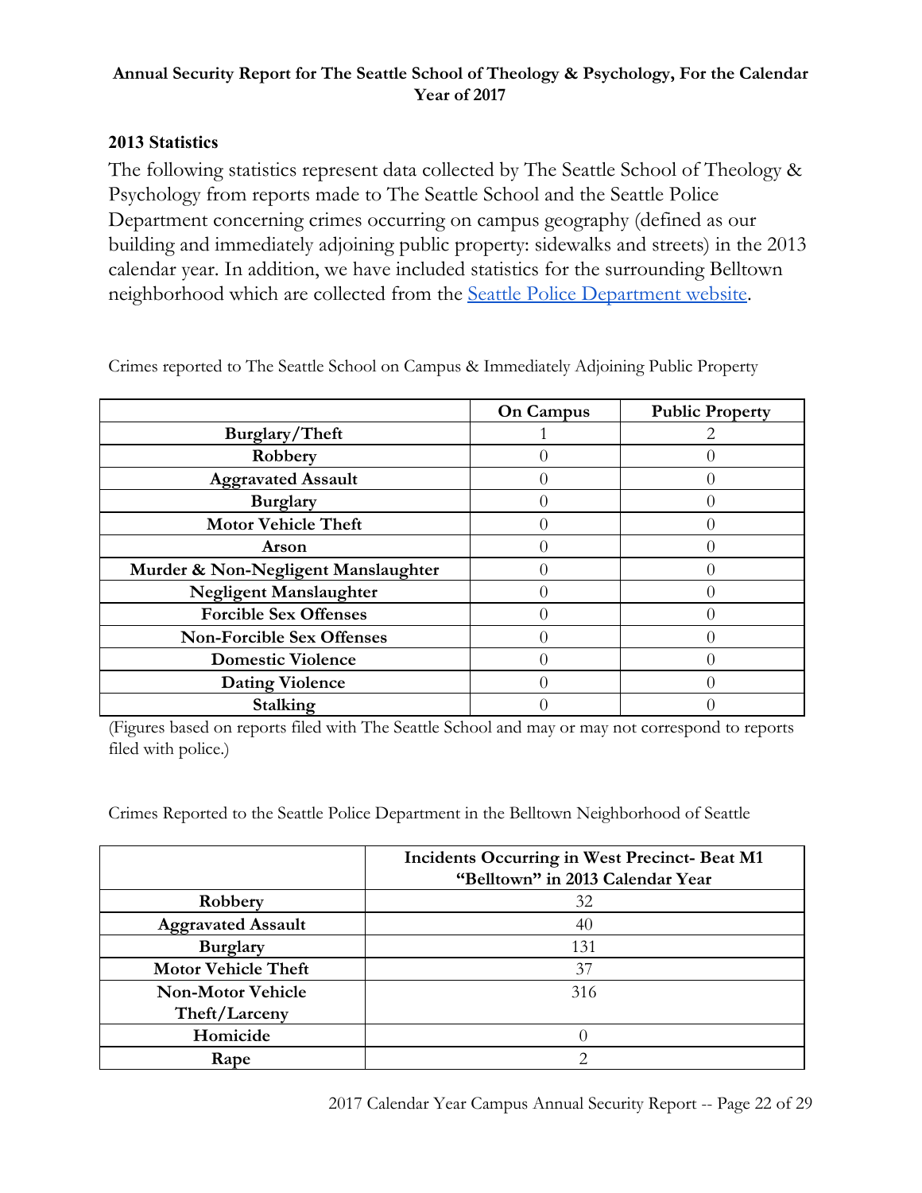**Annual Security Report for The Seattle School of Theology & Psychology, For the Calendar Year of 2017**

## 2013 Statistics

The following statistics represent data collected by The Seattle School of Theology & Psychology from reports made to The Seattle School and the Seattle Police Department concerning crimes occurring on campus geography (defined as our building and immediately adjoining public property: sidewalks and streets) in the 2013 calendar year. In addition, we have included statistics for the surrounding Belltown neighborhood which are collected from the [Seattle Police Department website](#).

Crimes reported to The Seattle School on Campus & Immediately Adjoining Public Property

| | On Campus | Public Property |
|---|---|---|
| **Burglary/Theft** | 1 | 2 |
| **Robbery** | 0 | 0 |
| **Aggravated Assault** | 0 | 0 |
| **Burglary** | 0 | 0 |
| **Motor Vehicle Theft** | 0 | 0 |
| **Arson** | 0 | 0 |
| **Murder & Non-Negligent Manslaughter** | 0 | 0 |
| **Negligent Manslaughter** | 0 | 0 |
| **Forcible Sex Offenses** | 0 | 0 |
| **Non-Forcible Sex Offenses** | 0 | 0 |
| **Domestic Violence** | 0 | 0 |
| **Dating Violence** | 0 | 0 |
| **Stalking** | 0 | 0 |

(Figures based on reports filed with The Seattle School and may or may not correspond to reports filed with police.)

Crimes Reported to the Seattle Police Department in the Belltown Neighborhood of Seattle

| | Incidents Occurring in West Precinct- Beat M1 "Belltown" in 2013 Calendar Year |
|---|---|
| **Robbery** | 32 |
| **Aggravated Assault** | 40 |
| **Burglary** | 131 |
| **Motor Vehicle Theft** | 37 |
| **Non-Motor Vehicle Theft/Larceny** | 316 |
| **Homicide** | 0 |
| **Rape** | 2 |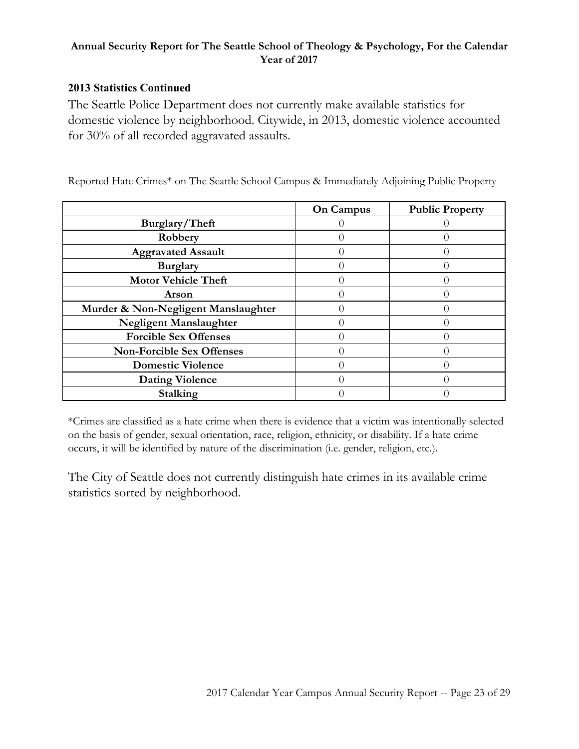### 2013 Statistics Continued

The Seattle Police Department does not currently make available statistics for domestic violence by neighborhood. Citywide, in 2013, domestic violence accounted for 30% of all recorded aggravated assaults.

Reported Hate Crimes* on The Seattle School Campus & Immediately Adjoining Public Property

| | On Campus | Public Property |
|---|---|---|
| **Burglary/Theft** | 0 | 0 |
| **Robbery** | 0 | 0 |
| **Aggravated Assault** | 0 | 0 |
| **Burglary** | 0 | 0 |
| **Motor Vehicle Theft** | 0 | 0 |
| **Arson** | 0 | 0 |
| **Murder & Non-Negligent Manslaughter** | 0 | 0 |
| **Negligent Manslaughter** | 0 | 0 |
| **Forcible Sex Offenses** | 0 | 0 |
| **Non-Forcible Sex Offenses** | 0 | 0 |
| **Domestic Violence** | 0 | 0 |
| **Dating Violence** | 0 | 0 |
| **Stalking** | 0 | 0 |

*Crimes are classified as a hate crime when there is evidence that a victim was intentionally selected on the basis of gender, sexual orientation, race, religion, ethnicity, or disability. If a hate crime occurs, it will be identified by nature of the discrimination (i.e. gender, religion, etc.).

The City of Seattle does not currently distinguish hate crimes in its available crime statistics sorted by neighborhood.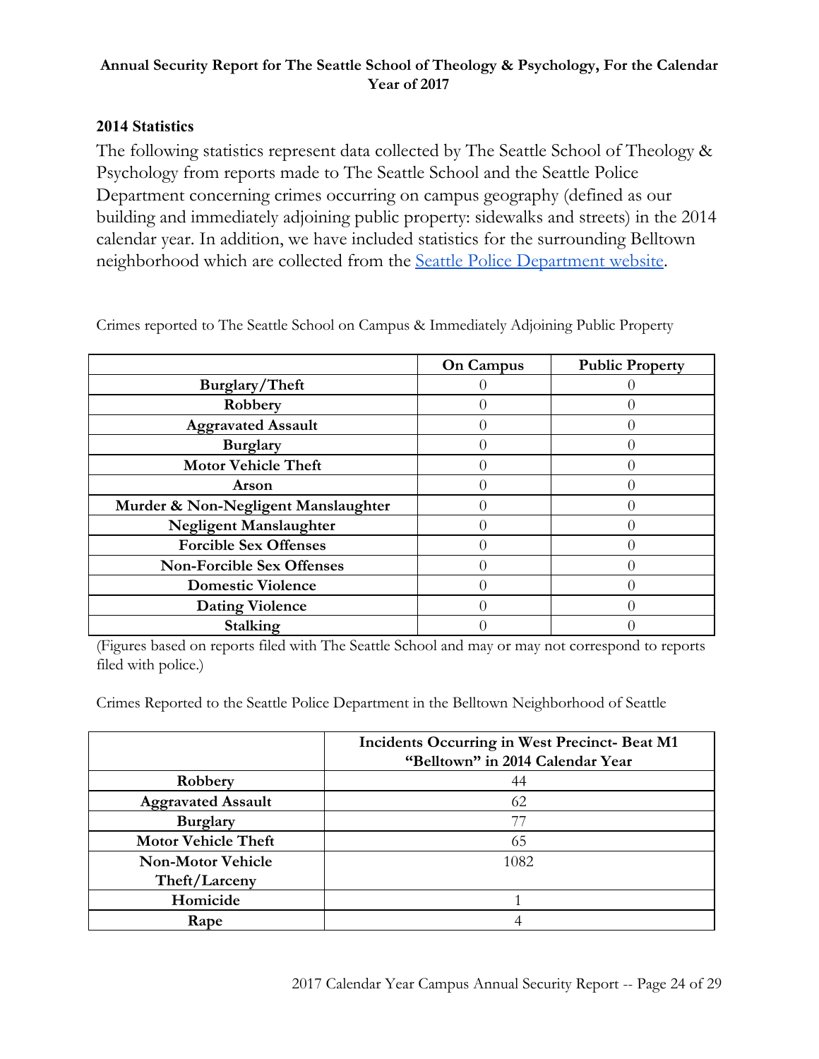**Annual Security Report for The Seattle School of Theology & Psychology, For the Calendar Year of 2017**

## 2014 Statistics

The following statistics represent data collected by The Seattle School of Theology & Psychology from reports made to The Seattle School and the Seattle Police Department concerning crimes occurring on campus geography (defined as our building and immediately adjoining public property: sidewalks and streets) in the 2014 calendar year. In addition, we have included statistics for the surrounding Belltown neighborhood which are collected from the [Seattle Police Department website](Seattle Police Department website).

Crimes reported to The Seattle School on Campus & Immediately Adjoining Public Property

| | On Campus | Public Property |
|---|---|---|
| **Burglary/Theft** | 0 | 0 |
| **Robbery** | 0 | 0 |
| **Aggravated Assault** | 0 | 0 |
| **Burglary** | 0 | 0 |
| **Motor Vehicle Theft** | 0 | 0 |
| **Arson** | 0 | 0 |
| **Murder & Non-Negligent Manslaughter** | 0 | 0 |
| **Negligent Manslaughter** | 0 | 0 |
| **Forcible Sex Offenses** | 0 | 0 |
| **Non-Forcible Sex Offenses** | 0 | 0 |
| **Domestic Violence** | 0 | 0 |
| **Dating Violence** | 0 | 0 |
| **Stalking** | 0 | 0 |

(Figures based on reports filed with The Seattle School and may or may not correspond to reports filed with police.)

Crimes Reported to the Seattle Police Department in the Belltown Neighborhood of Seattle

| | Incidents Occurring in West Precinct- Beat M1 "Belltown" in 2014 Calendar Year |
|---|---|
| **Robbery** | 44 |
| **Aggravated Assault** | 62 |
| **Burglary** | 77 |
| **Motor Vehicle Theft** | 65 |
| **Non-Motor Vehicle Theft/Larceny** | 1082 |
| **Homicide** | 1 |
| **Rape** | 4 |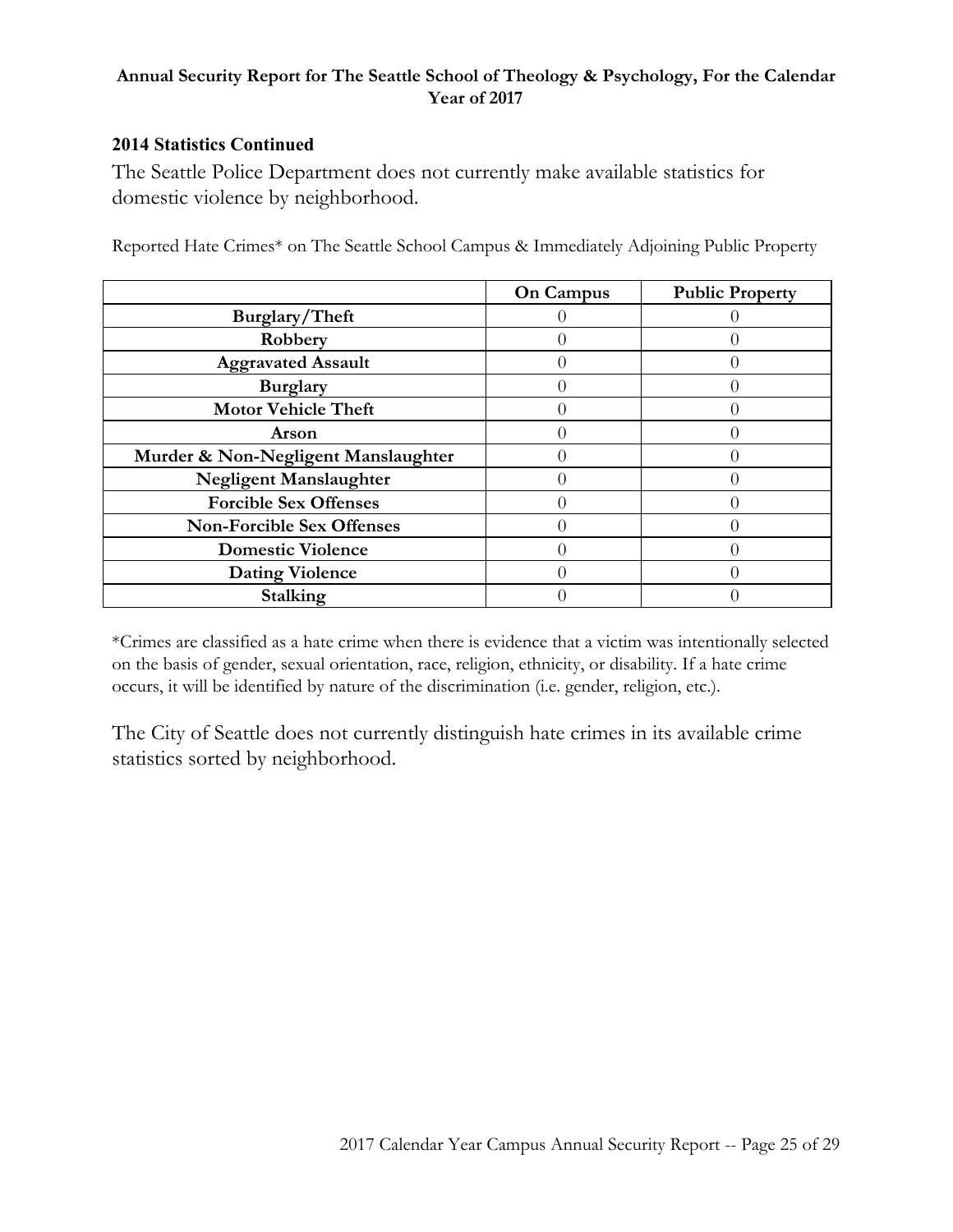**Annual Security Report for The Seattle School of Theology & Psychology, For the Calendar Year of 2017**

### 2014 Statistics Continued

The Seattle Police Department does not currently make available statistics for domestic violence by neighborhood.

Reported Hate Crimes* on The Seattle School Campus & Immediately Adjoining Public Property

| | On Campus | Public Property |
|---|---|---|
| Burglary/Theft | 0 | 0 |
| Robbery | 0 | 0 |
| Aggravated Assault | 0 | 0 |
| Burglary | 0 | 0 |
| Motor Vehicle Theft | 0 | 0 |
| Arson | 0 | 0 |
| Murder & Non-Negligent Manslaughter | 0 | 0 |
| Negligent Manslaughter | 0 | 0 |
| Forcible Sex Offenses | 0 | 0 |
| Non-Forcible Sex Offenses | 0 | 0 |
| Domestic Violence | 0 | 0 |
| Dating Violence | 0 | 0 |
| Stalking | 0 | 0 |

*Crimes are classified as a hate crime when there is evidence that a victim was intentionally selected on the basis of gender, sexual orientation, race, religion, ethnicity, or disability. If a hate crime occurs, it will be identified by nature of the discrimination (i.e. gender, religion, etc.).

The City of Seattle does not currently distinguish hate crimes in its available crime statistics sorted by neighborhood.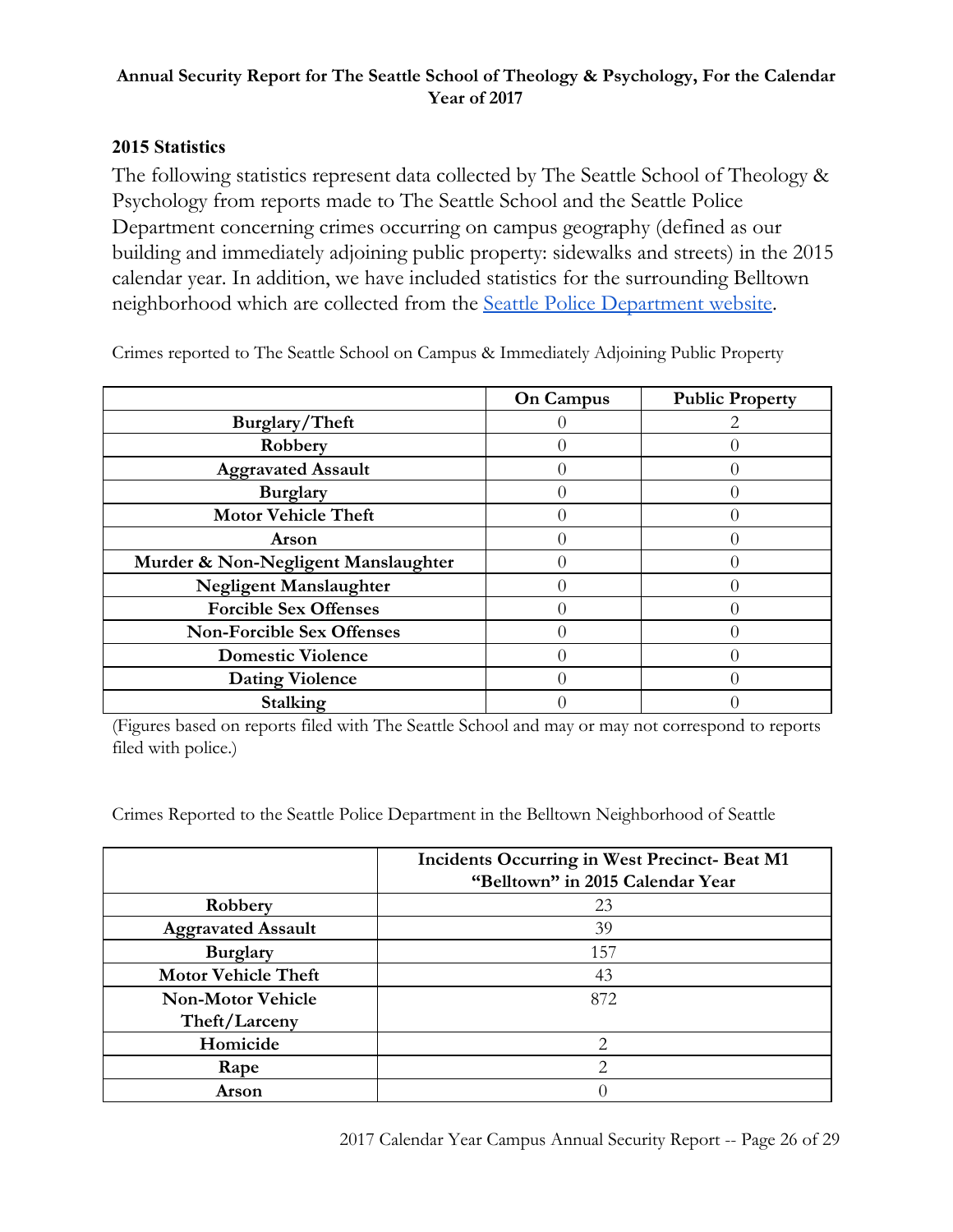**Annual Security Report for The Seattle School of Theology & Psychology, For the Calendar Year of 2017**

## 2015 Statistics

The following statistics represent data collected by The Seattle School of Theology & Psychology from reports made to The Seattle School and the Seattle Police Department concerning crimes occurring on campus geography (defined as our building and immediately adjoining public property: sidewalks and streets) in the 2015 calendar year. In addition, we have included statistics for the surrounding Belltown neighborhood which are collected from the [Seattle Police Department website](Seattle Police Department website).

Crimes reported to The Seattle School on Campus & Immediately Adjoining Public Property

| | On Campus | Public Property |
|---|---|---|
| Burglary/Theft | 0 | 2 |
| Robbery | 0 | 0 |
| Aggravated Assault | 0 | 0 |
| Burglary | 0 | 0 |
| Motor Vehicle Theft | 0 | 0 |
| Arson | 0 | 0 |
| Murder & Non-Negligent Manslaughter | 0 | 0 |
| Negligent Manslaughter | 0 | 0 |
| Forcible Sex Offenses | 0 | 0 |
| Non-Forcible Sex Offenses | 0 | 0 |
| Domestic Violence | 0 | 0 |
| Dating Violence | 0 | 0 |
| Stalking | 0 | 0 |

(Figures based on reports filed with The Seattle School and may or may not correspond to reports filed with police.)

Crimes Reported to the Seattle Police Department in the Belltown Neighborhood of Seattle

| | Incidents Occurring in West Precinct- Beat M1 "Belltown" in 2015 Calendar Year |
|---|---|
| Robbery | 23 |
| Aggravated Assault | 39 |
| Burglary | 157 |
| Motor Vehicle Theft | 43 |
| Non-Motor Vehicle Theft/Larceny | 872 |
| Homicide | 2 |
| Rape | 2 |
| Arson | 0 |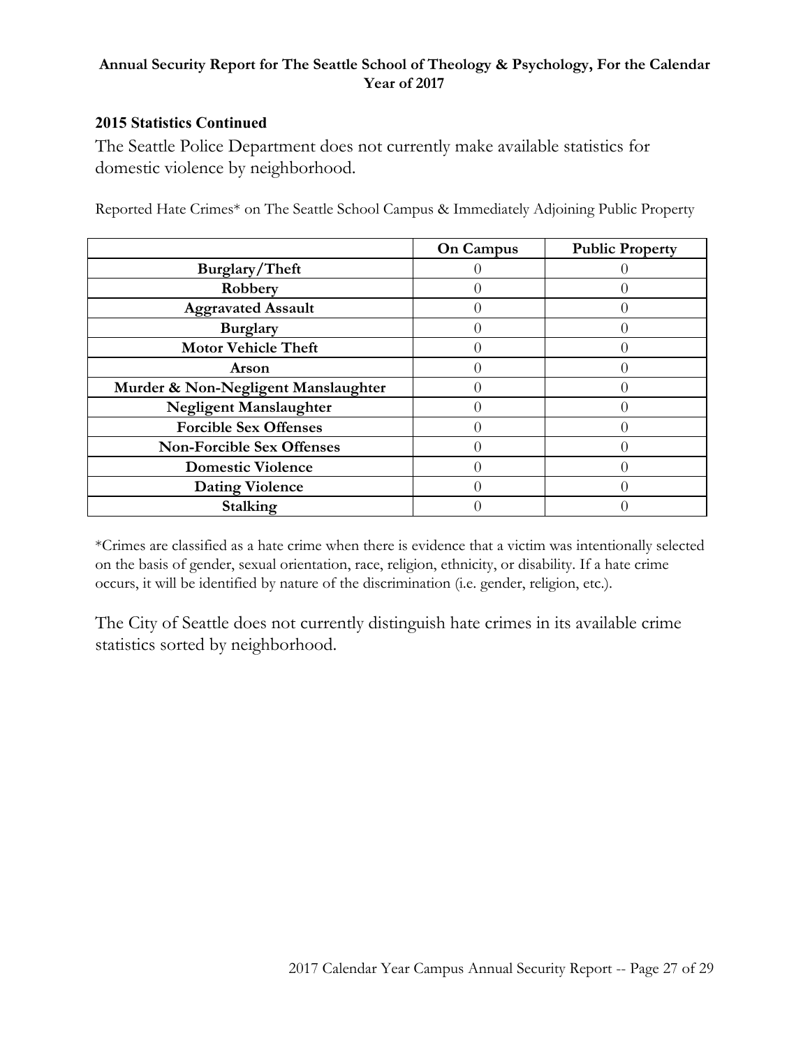**2015 Statistics Continued**

The Seattle Police Department does not currently make available statistics for domestic violence by neighborhood.

Reported Hate Crimes* on The Seattle School Campus & Immediately Adjoining Public Property

| | On Campus | Public Property |
|---|---|---|
| Burglary/Theft | 0 | 0 |
| Robbery | 0 | 0 |
| Aggravated Assault | 0 | 0 |
| Burglary | 0 | 0 |
| Motor Vehicle Theft | 0 | 0 |
| Arson | 0 | 0 |
| Murder & Non-Negligent Manslaughter | 0 | 0 |
| Negligent Manslaughter | 0 | 0 |
| Forcible Sex Offenses | 0 | 0 |
| Non-Forcible Sex Offenses | 0 | 0 |
| Domestic Violence | 0 | 0 |
| Dating Violence | 0 | 0 |
| Stalking | 0 | 0 |

*Crimes are classified as a hate crime when there is evidence that a victim was intentionally selected on the basis of gender, sexual orientation, race, religion, ethnicity, or disability. If a hate crime occurs, it will be identified by nature of the discrimination (i.e. gender, religion, etc.).

The City of Seattle does not currently distinguish hate crimes in its available crime statistics sorted by neighborhood.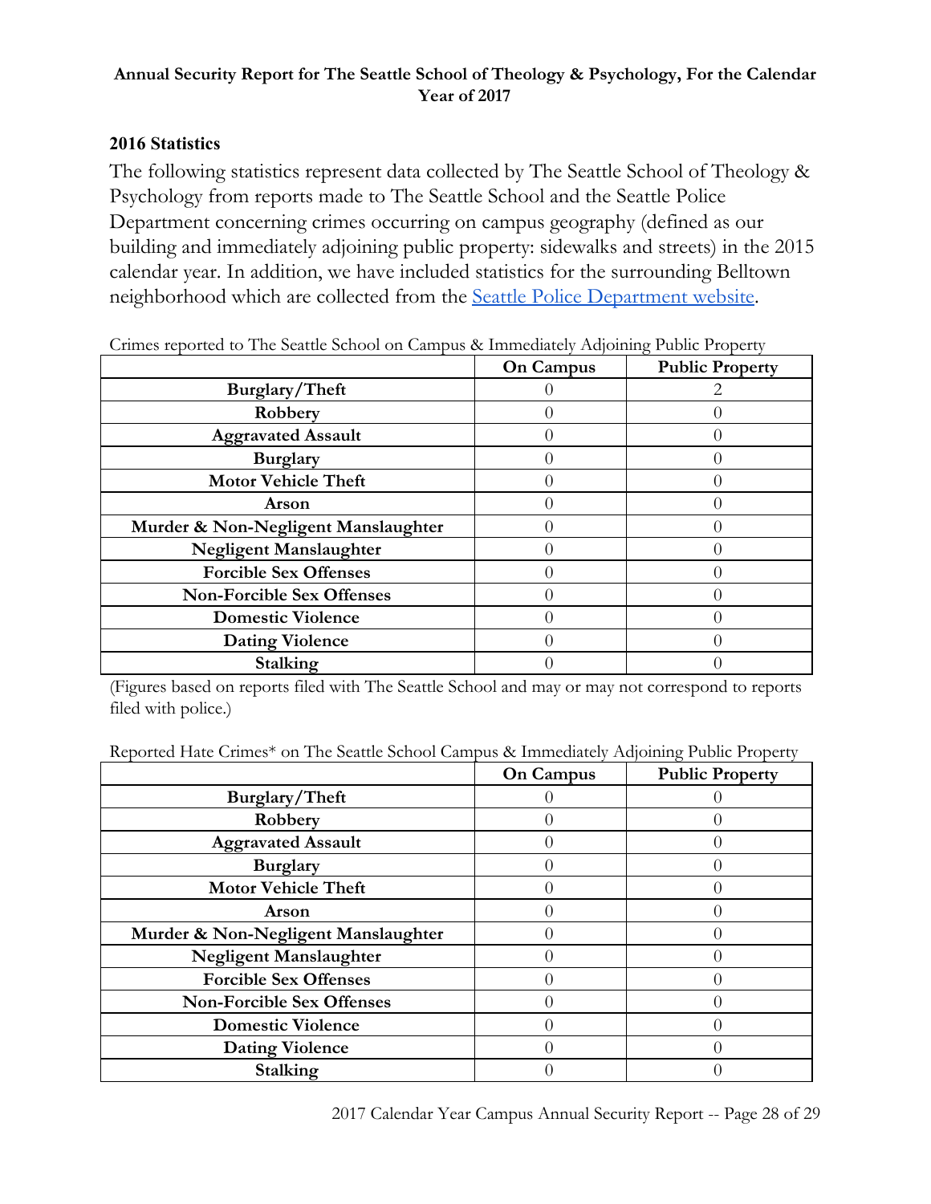**Annual Security Report for The Seattle School of Theology & Psychology, For the Calendar Year of 2017**

### 2016 Statistics

The following statistics represent data collected by The Seattle School of Theology & Psychology from reports made to The Seattle School and the Seattle Police Department concerning crimes occurring on campus geography (defined as our building and immediately adjoining public property: sidewalks and streets) in the 2015 calendar year. In addition, we have included statistics for the surrounding Belltown neighborhood which are collected from the [Seattle Police Department website](Seattle Police Department website).

Crimes reported to The Seattle School on Campus & Immediately Adjoining Public Property

| | On Campus | Public Property |
|---|---|---|
| **Burglary/Theft** | 0 | 2 |
| **Robbery** | 0 | 0 |
| **Aggravated Assault** | 0 | 0 |
| **Burglary** | 0 | 0 |
| **Motor Vehicle Theft** | 0 | 0 |
| **Arson** | 0 | 0 |
| **Murder & Non-Negligent Manslaughter** | 0 | 0 |
| **Negligent Manslaughter** | 0 | 0 |
| **Forcible Sex Offenses** | 0 | 0 |
| **Non-Forcible Sex Offenses** | 0 | 0 |
| **Domestic Violence** | 0 | 0 |
| **Dating Violence** | 0 | 0 |
| **Stalking** | 0 | 0 |

(Figures based on reports filed with The Seattle School and may or may not correspond to reports filed with police.)

Reported Hate Crimes* on The Seattle School Campus & Immediately Adjoining Public Property

| | On Campus | Public Property |
|---|---|---|
| **Burglary/Theft** | 0 | 0 |
| **Robbery** | 0 | 0 |
| **Aggravated Assault** | 0 | 0 |
| **Burglary** | 0 | 0 |
| **Motor Vehicle Theft** | 0 | 0 |
| **Arson** | 0 | 0 |
| **Murder & Non-Negligent Manslaughter** | 0 | 0 |
| **Negligent Manslaughter** | 0 | 0 |
| **Forcible Sex Offenses** | 0 | 0 |
| **Non-Forcible Sex Offenses** | 0 | 0 |
| **Domestic Violence** | 0 | 0 |
| **Dating Violence** | 0 | 0 |
| **Stalking** | 0 | 0 |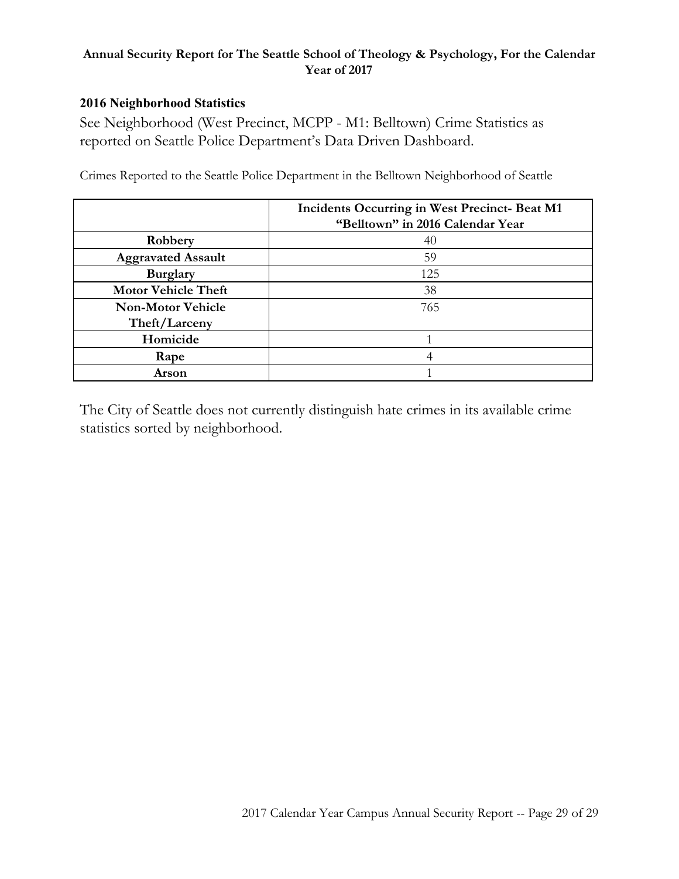**Annual Security Report for The Seattle School of Theology & Psychology, For the Calendar Year of 2017**

### 2016 Neighborhood Statistics

See Neighborhood (West Precinct, MCPP - M1: Belltown) Crime Statistics as reported on Seattle Police Department's Data Driven Dashboard.

Crimes Reported to the Seattle Police Department in the Belltown Neighborhood of Seattle

| | Incidents Occurring in West Precinct- Beat M1 "Belltown" in 2016 Calendar Year |
|---|---|
| **Robbery** | 40 |
| **Aggravated Assault** | 59 |
| **Burglary** | 125 |
| **Motor Vehicle Theft** | 38 |
| **Non-Motor Vehicle Theft/Larceny** | 765 |
| **Homicide** | 1 |
| **Rape** | 4 |
| **Arson** | 1 |

The City of Seattle does not currently distinguish hate crimes in its available crime statistics sorted by neighborhood.